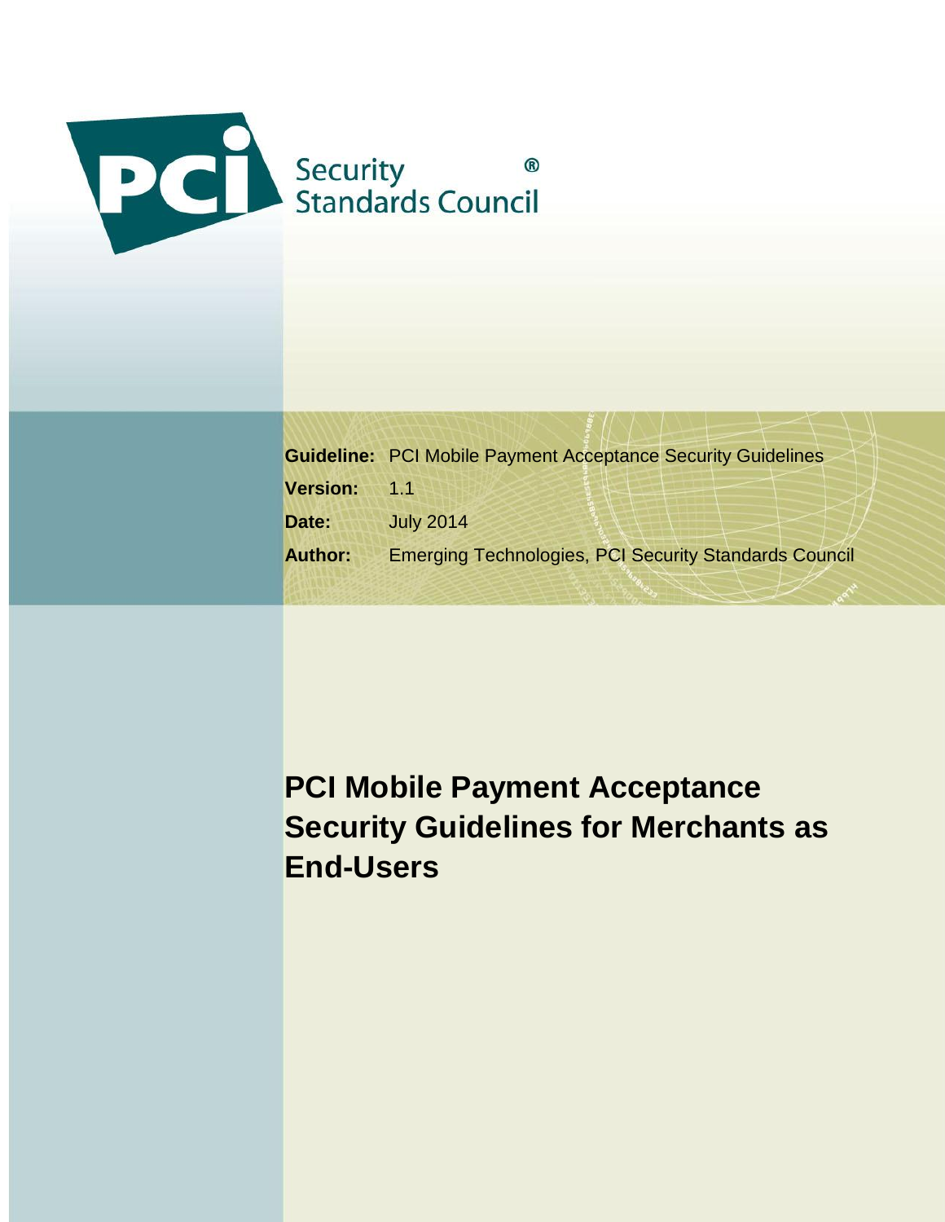PCI Security Standards Council®

**Guideline:** PCI Mobile Payment Acceptance Security Guidelines

**Version:** 1.1

**Date:** July 2014

**Author:** Emerging Technologies, PCI Security Standards Council

# PCI Mobile Payment Acceptance Security Guidelines for Merchants as End-Users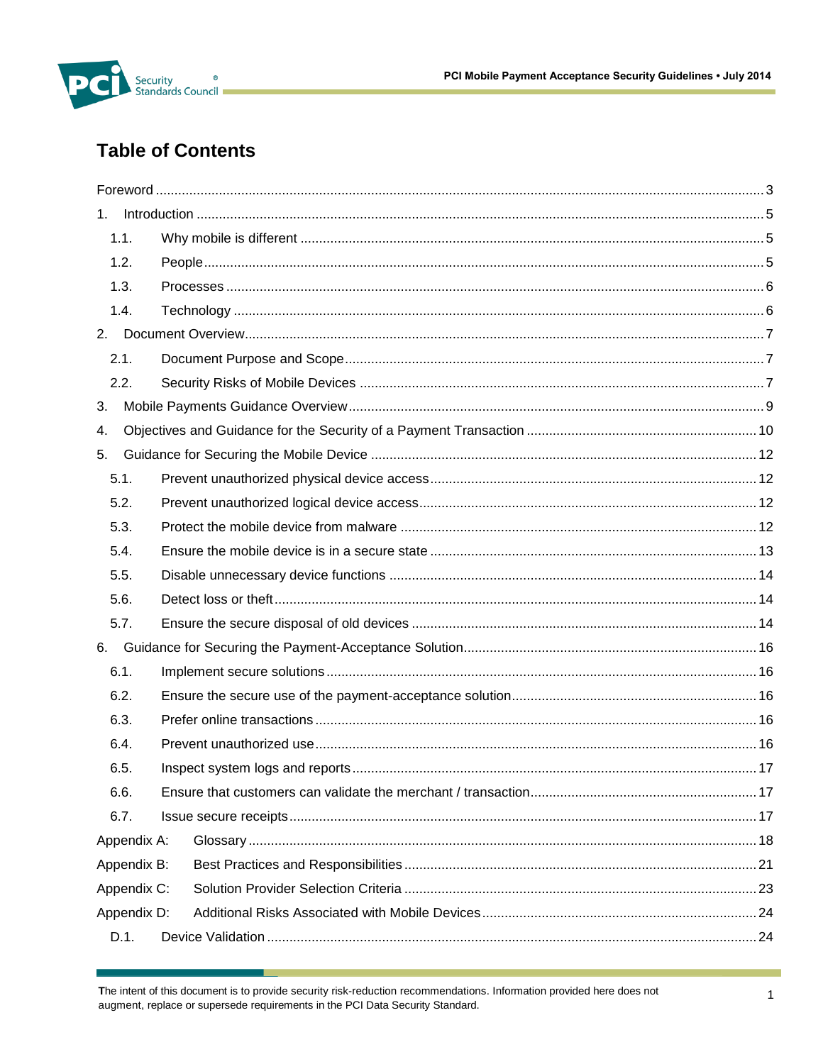# Table of Contents

Foreword ........ 3

1. Introduction ........ 5
   - 1.1. Why mobile is different ........ 5
   - 1.2. People ........ 5
   - 1.3. Processes ........ 6
   - 1.4. Technology ........ 6
2. Document Overview ........ 7
   - 2.1. Document Purpose and Scope ........ 7
   - 2.2. Security Risks of Mobile Devices ........ 7
3. Mobile Payments Guidance Overview ........ 9
4. Objectives and Guidance for the Security of a Payment Transaction ........ 10
5. Guidance for Securing the Mobile Device ........ 12
   - 5.1. Prevent unauthorized physical device access ........ 12
   - 5.2. Prevent unauthorized logical device access ........ 12
   - 5.3. Protect the mobile device from malware ........ 12
   - 5.4. Ensure the mobile device is in a secure state ........ 13
   - 5.5. Disable unnecessary device functions ........ 14
   - 5.6. Detect loss or theft ........ 14
   - 5.7. Ensure the secure disposal of old devices ........ 14
6. Guidance for Securing the Payment-Acceptance Solution ........ 16
   - 6.1. Implement secure solutions ........ 16
   - 6.2. Ensure the secure use of the payment-acceptance solution ........ 16
   - 6.3. Prefer online transactions ........ 16
   - 6.4. Prevent unauthorized use ........ 16
   - 6.5. Inspect system logs and reports ........ 17
   - 6.6. Ensure that customers can validate the merchant / transaction ........ 17
   - 6.7. Issue secure receipts ........ 17

Appendix A: Glossary ........ 18

Appendix B: Best Practices and Responsibilities ........ 21

Appendix C: Solution Provider Selection Criteria ........ 23

Appendix D: Additional Risks Associated with Mobile Devices ........ 24

- D.1. Device Validation ........ 24

The intent of this document is to provide security risk-reduction recommendations. Information provided here does not augment, replace or supersede requirements in the PCI Data Security Standard.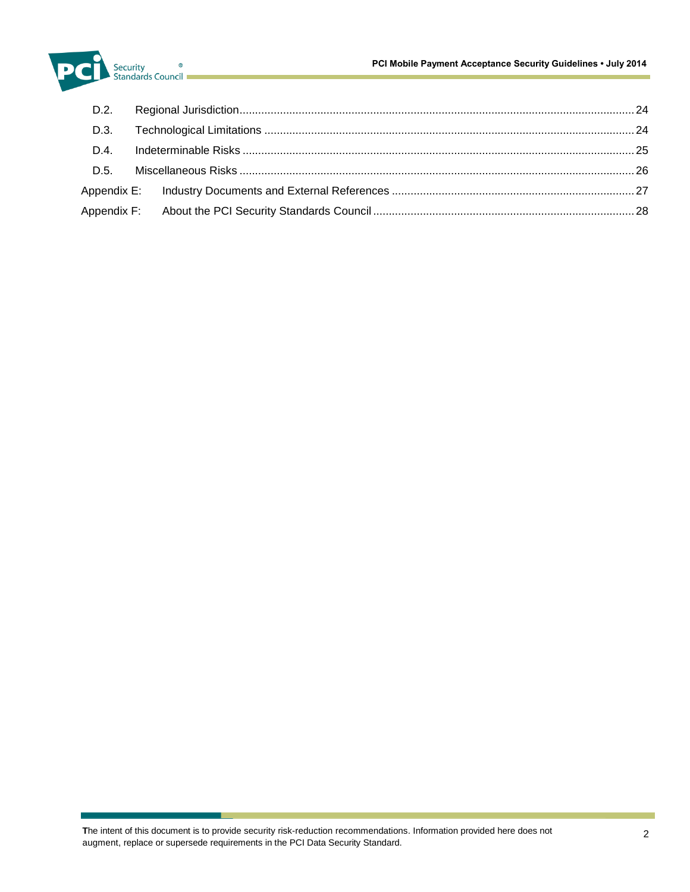D.2. Regional Jurisdiction .......... 24

D.3. Technological Limitations .......... 24

D.4. Indeterminable Risks .......... 25

D.5. Miscellaneous Risks .......... 26

Appendix E: Industry Documents and External References .......... 27

Appendix F: About the PCI Security Standards Council .......... 28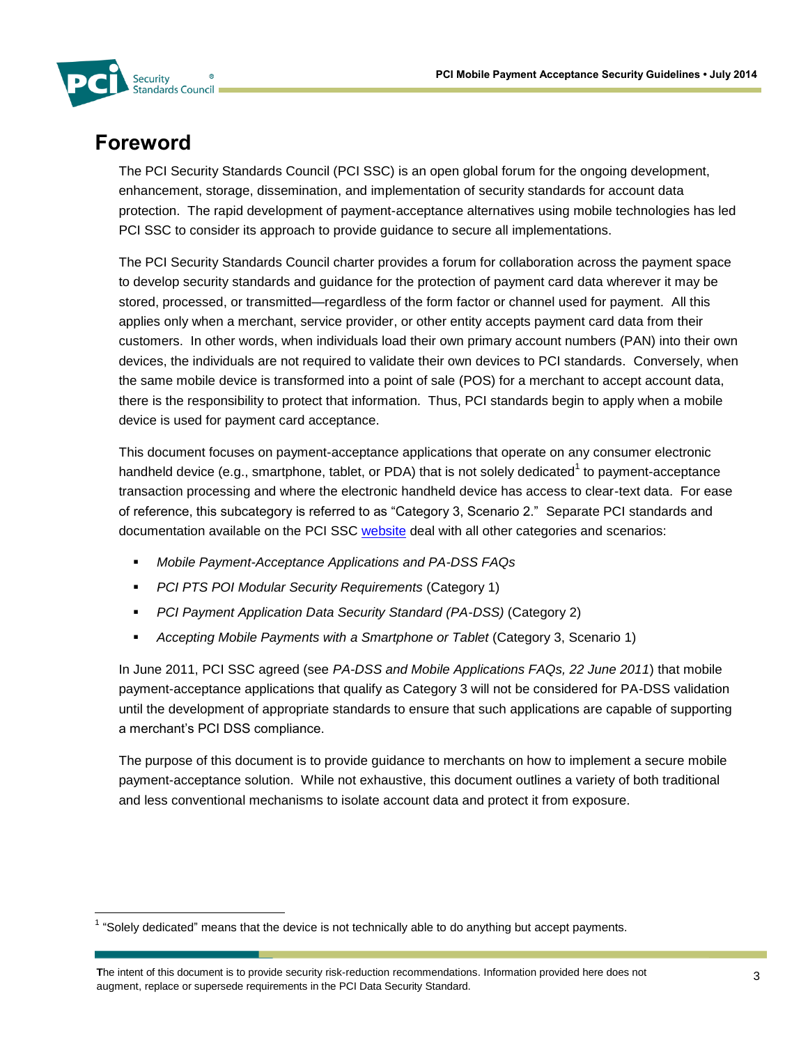# Foreword

The PCI Security Standards Council (PCI SSC) is an open global forum for the ongoing development, enhancement, storage, dissemination, and implementation of security standards for account data protection. The rapid development of payment-acceptance alternatives using mobile technologies has led PCI SSC to consider its approach to provide guidance to secure all implementations.

The PCI Security Standards Council charter provides a forum for collaboration across the payment space to develop security standards and guidance for the protection of payment card data wherever it may be stored, processed, or transmitted—regardless of the form factor or channel used for payment. All this applies only when a merchant, service provider, or other entity accepts payment card data from their customers. In other words, when individuals load their own primary account numbers (PAN) into their own devices, the individuals are not required to validate their own devices to PCI standards. Conversely, when the same mobile device is transformed into a point of sale (POS) for a merchant to accept account data, there is the responsibility to protect that information. Thus, PCI standards begin to apply when a mobile device is used for payment card acceptance.

This document focuses on payment-acceptance applications that operate on any consumer electronic handheld device (e.g., smartphone, tablet, or PDA) that is not solely dedicated[1] to payment-acceptance transaction processing and where the electronic handheld device has access to clear-text data. For ease of reference, this subcategory is referred to as "Category 3, Scenario 2." Separate PCI standards and documentation available on the PCI SSC [website](website) deal with all other categories and scenarios:

- *Mobile Payment-Acceptance Applications and PA-DSS FAQs*
- *PCI PTS POI Modular Security Requirements* (Category 1)
- *PCI Payment Application Data Security Standard (PA-DSS)* (Category 2)
- *Accepting Mobile Payments with a Smartphone or Tablet* (Category 3, Scenario 1)

In June 2011, PCI SSC agreed (see *PA-DSS and Mobile Applications FAQs, 22 June 2011*) that mobile payment-acceptance applications that qualify as Category 3 will not be considered for PA-DSS validation until the development of appropriate standards to ensure that such applications are capable of supporting a merchant's PCI DSS compliance.

The purpose of this document is to provide guidance to merchants on how to implement a secure mobile payment-acceptance solution. While not exhaustive, this document outlines a variety of both traditional and less conventional mechanisms to isolate account data and protect it from exposure.

[1] "Solely dedicated" means that the device is not technically able to do anything but accept payments.

The intent of this document is to provide security risk-reduction recommendations. Information provided here does not augment, replace or supersede requirements in the PCI Data Security Standard.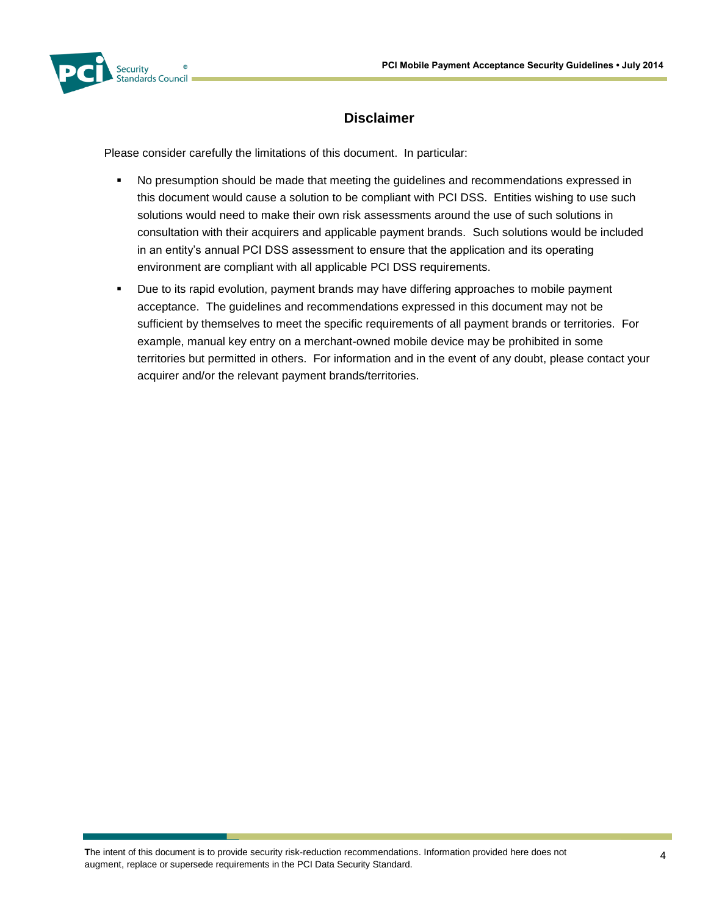# Disclaimer

Please consider carefully the limitations of this document. In particular:

- No presumption should be made that meeting the guidelines and recommendations expressed in this document would cause a solution to be compliant with PCI DSS. Entities wishing to use such solutions would need to make their own risk assessments around the use of such solutions in consultation with their acquirers and applicable payment brands. Such solutions would be included in an entity's annual PCI DSS assessment to ensure that the application and its operating environment are compliant with all applicable PCI DSS requirements.
- Due to its rapid evolution, payment brands may have differing approaches to mobile payment acceptance. The guidelines and recommendations expressed in this document may not be sufficient by themselves to meet the specific requirements of all payment brands or territories. For example, manual key entry on a merchant-owned mobile device may be prohibited in some territories but permitted in others. For information and in the event of any doubt, please contact your acquirer and/or the relevant payment brands/territories.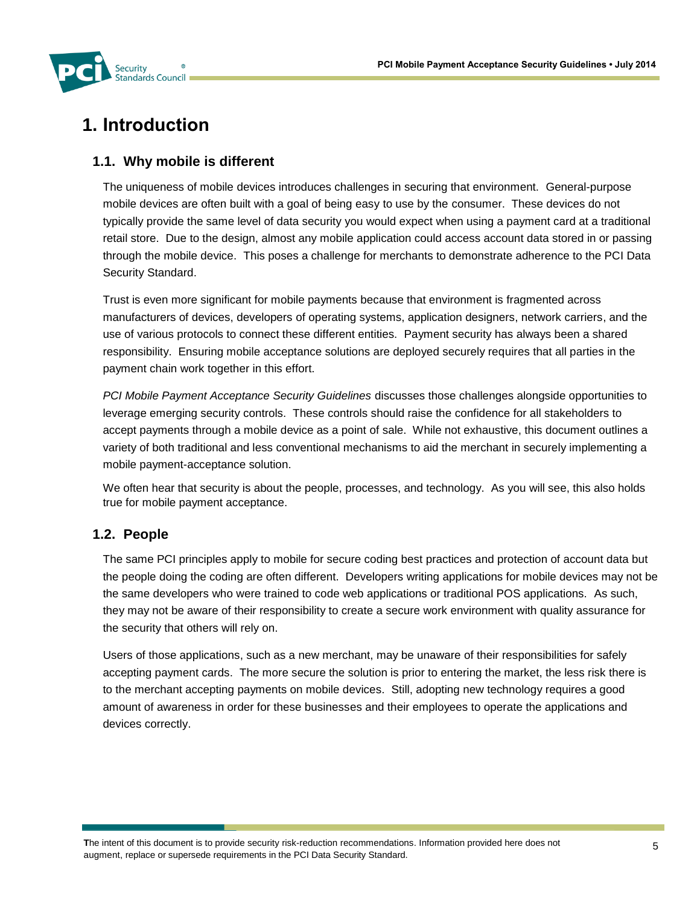# 1. Introduction

## 1.1. Why mobile is different

The uniqueness of mobile devices introduces challenges in securing that environment. General-purpose mobile devices are often built with a goal of being easy to use by the consumer. These devices do not typically provide the same level of data security you would expect when using a payment card at a traditional retail store. Due to the design, almost any mobile application could access account data stored in or passing through the mobile device. This poses a challenge for merchants to demonstrate adherence to the PCI Data Security Standard.

Trust is even more significant for mobile payments because that environment is fragmented across manufacturers of devices, developers of operating systems, application designers, network carriers, and the use of various protocols to connect these different entities. Payment security has always been a shared responsibility. Ensuring mobile acceptance solutions are deployed securely requires that all parties in the payment chain work together in this effort.

*PCI Mobile Payment Acceptance Security Guidelines* discusses those challenges alongside opportunities to leverage emerging security controls. These controls should raise the confidence for all stakeholders to accept payments through a mobile device as a point of sale. While not exhaustive, this document outlines a variety of both traditional and less conventional mechanisms to aid the merchant in securely implementing a mobile payment-acceptance solution.

We often hear that security is about the people, processes, and technology. As you will see, this also holds true for mobile payment acceptance.

## 1.2. People

The same PCI principles apply to mobile for secure coding best practices and protection of account data but the people doing the coding are often different. Developers writing applications for mobile devices may not be the same developers who were trained to code web applications or traditional POS applications. As such, they may not be aware of their responsibility to create a secure work environment with quality assurance for the security that others will rely on.

Users of those applications, such as a new merchant, may be unaware of their responsibilities for safely accepting payment cards. The more secure the solution is prior to entering the market, the less risk there is to the merchant accepting payments on mobile devices. Still, adopting new technology requires a good amount of awareness in order for these businesses and their employees to operate the applications and devices correctly.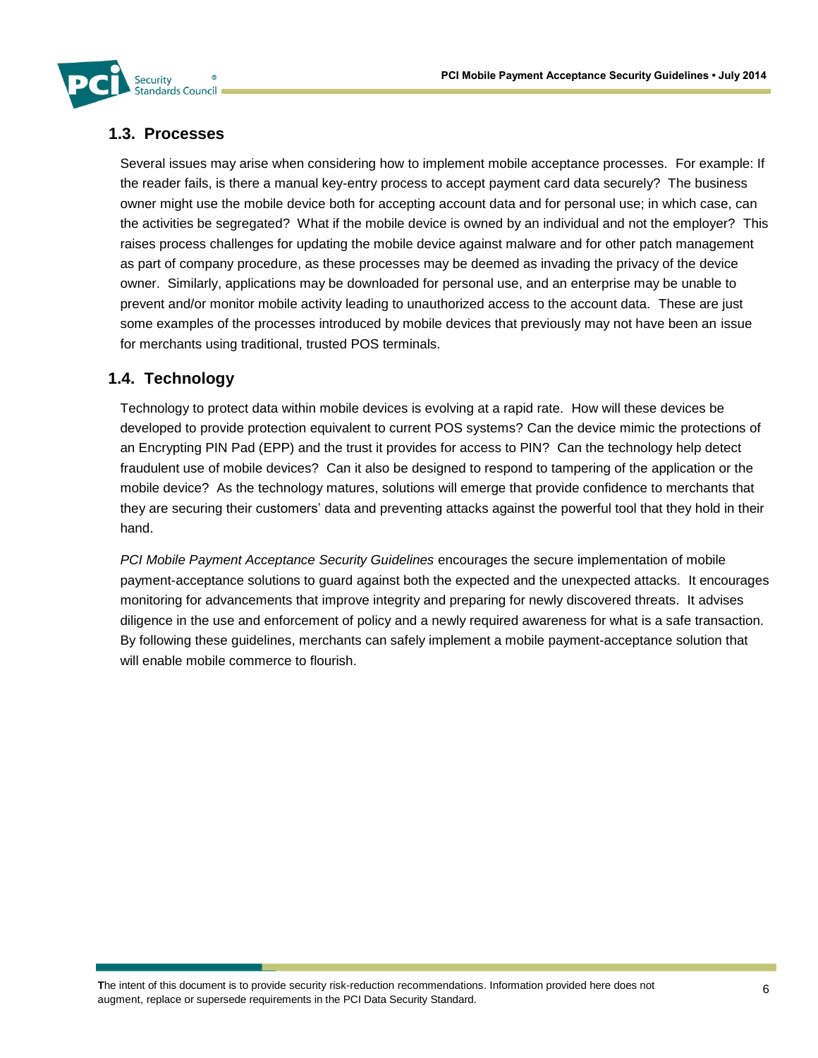## 1.3. Processes

Several issues may arise when considering how to implement mobile acceptance processes. For example: If the reader fails, is there a manual key-entry process to accept payment card data securely? The business owner might use the mobile device both for accepting account data and for personal use; in which case, can the activities be segregated? What if the mobile device is owned by an individual and not the employer? This raises process challenges for updating the mobile device against malware and for other patch management as part of company procedure, as these processes may be deemed as invading the privacy of the device owner. Similarly, applications may be downloaded for personal use, and an enterprise may be unable to prevent and/or monitor mobile activity leading to unauthorized access to the account data. These are just some examples of the processes introduced by mobile devices that previously may not have been an issue for merchants using traditional, trusted POS terminals.

## 1.4. Technology

Technology to protect data within mobile devices is evolving at a rapid rate. How will these devices be developed to provide protection equivalent to current POS systems? Can the device mimic the protections of an Encrypting PIN Pad (EPP) and the trust it provides for access to PIN? Can the technology help detect fraudulent use of mobile devices? Can it also be designed to respond to tampering of the application or the mobile device? As the technology matures, solutions will emerge that provide confidence to merchants that they are securing their customers' data and preventing attacks against the powerful tool that they hold in their hand.

*PCI Mobile Payment Acceptance Security Guidelines* encourages the secure implementation of mobile payment-acceptance solutions to guard against both the expected and the unexpected attacks. It encourages monitoring for advancements that improve integrity and preparing for newly discovered threats. It advises diligence in the use and enforcement of policy and a newly required awareness for what is a safe transaction. By following these guidelines, merchants can safely implement a mobile payment-acceptance solution that will enable mobile commerce to flourish.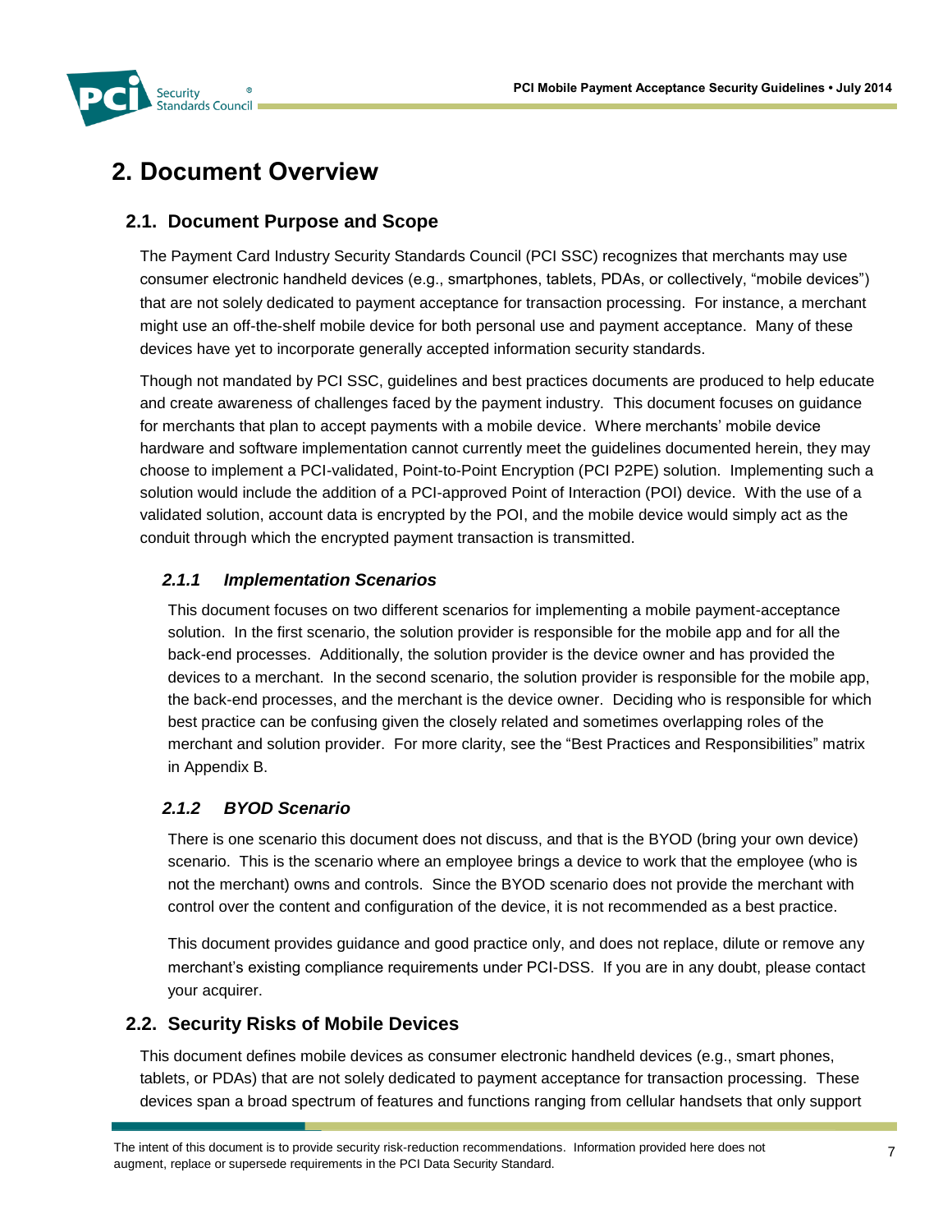# 2. Document Overview

## 2.1. Document Purpose and Scope

The Payment Card Industry Security Standards Council (PCI SSC) recognizes that merchants may use consumer electronic handheld devices (e.g., smartphones, tablets, PDAs, or collectively, "mobile devices") that are not solely dedicated to payment acceptance for transaction processing. For instance, a merchant might use an off-the-shelf mobile device for both personal use and payment acceptance. Many of these devices have yet to incorporate generally accepted information security standards.

Though not mandated by PCI SSC, guidelines and best practices documents are produced to help educate and create awareness of challenges faced by the payment industry. This document focuses on guidance for merchants that plan to accept payments with a mobile device. Where merchants' mobile device hardware and software implementation cannot currently meet the guidelines documented herein, they may choose to implement a PCI-validated, Point-to-Point Encryption (PCI P2PE) solution. Implementing such a solution would include the addition of a PCI-approved Point of Interaction (POI) device. With the use of a validated solution, account data is encrypted by the POI, and the mobile device would simply act as the conduit through which the encrypted payment transaction is transmitted.

### *2.1.1 Implementation Scenarios*

This document focuses on two different scenarios for implementing a mobile payment-acceptance solution. In the first scenario, the solution provider is responsible for the mobile app and for all the back-end processes. Additionally, the solution provider is the device owner and has provided the devices to a merchant. In the second scenario, the solution provider is responsible for the mobile app, the back-end processes, and the merchant is the device owner. Deciding who is responsible for which best practice can be confusing given the closely related and sometimes overlapping roles of the merchant and solution provider. For more clarity, see the "Best Practices and Responsibilities" matrix in Appendix B.

### *2.1.2 BYOD Scenario*

There is one scenario this document does not discuss, and that is the BYOD (bring your own device) scenario. This is the scenario where an employee brings a device to work that the employee (who is not the merchant) owns and controls. Since the BYOD scenario does not provide the merchant with control over the content and configuration of the device, it is not recommended as a best practice.

This document provides guidance and good practice only, and does not replace, dilute or remove any merchant's existing compliance requirements under PCI-DSS. If you are in any doubt, please contact your acquirer.

## 2.2. Security Risks of Mobile Devices

This document defines mobile devices as consumer electronic handheld devices (e.g., smart phones, tablets, or PDAs) that are not solely dedicated to payment acceptance for transaction processing. These devices span a broad spectrum of features and functions ranging from cellular handsets that only support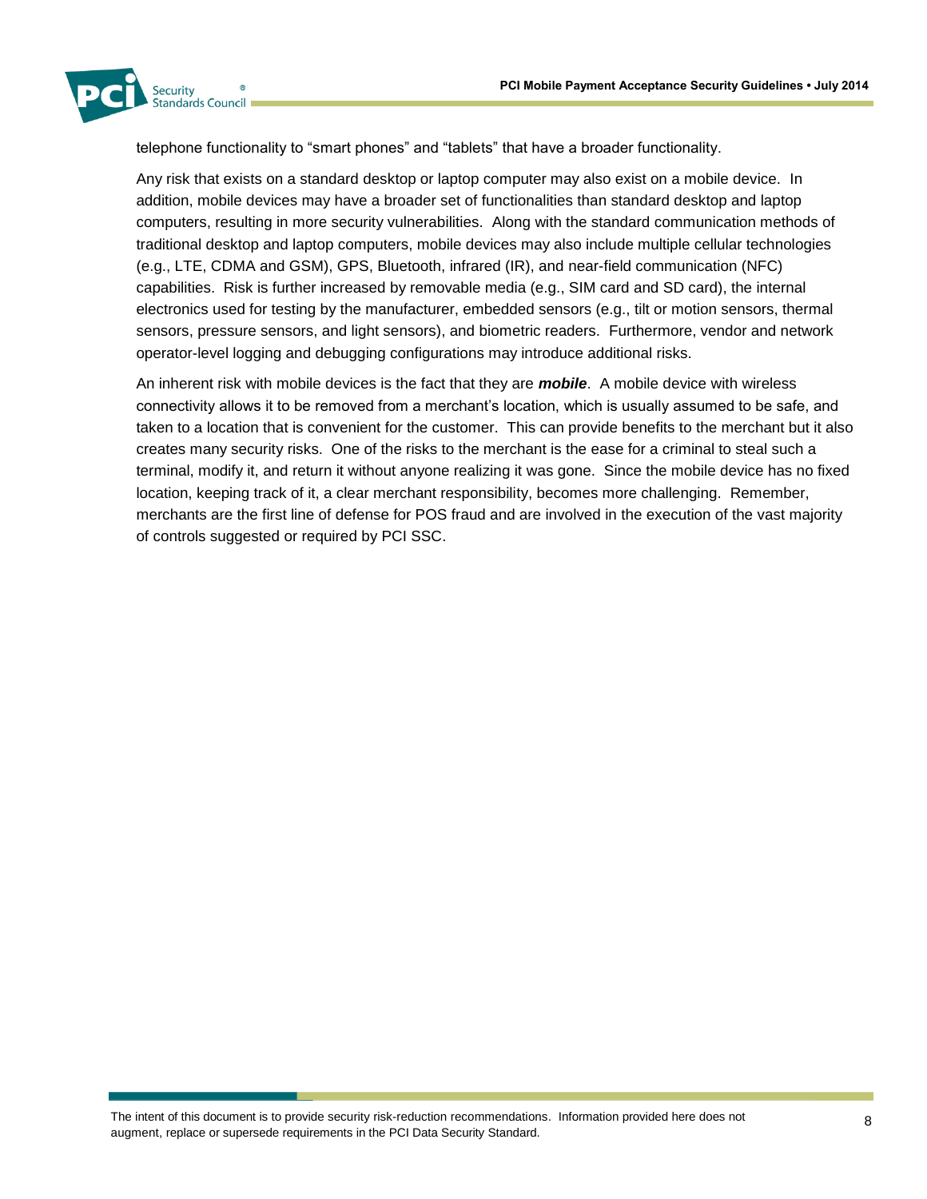telephone functionality to “smart phones” and “tablets” that have a broader functionality.

Any risk that exists on a standard desktop or laptop computer may also exist on a mobile device. In addition, mobile devices may have a broader set of functionalities than standard desktop and laptop computers, resulting in more security vulnerabilities. Along with the standard communication methods of traditional desktop and laptop computers, mobile devices may also include multiple cellular technologies (e.g., LTE, CDMA and GSM), GPS, Bluetooth, infrared (IR), and near-field communication (NFC) capabilities. Risk is further increased by removable media (e.g., SIM card and SD card), the internal electronics used for testing by the manufacturer, embedded sensors (e.g., tilt or motion sensors, thermal sensors, pressure sensors, and light sensors), and biometric readers. Furthermore, vendor and network operator-level logging and debugging configurations may introduce additional risks.

An inherent risk with mobile devices is the fact that they are ***mobile***. A mobile device with wireless connectivity allows it to be removed from a merchant’s location, which is usually assumed to be safe, and taken to a location that is convenient for the customer. This can provide benefits to the merchant but it also creates many security risks. One of the risks to the merchant is the ease for a criminal to steal such a terminal, modify it, and return it without anyone realizing it was gone. Since the mobile device has no fixed location, keeping track of it, a clear merchant responsibility, becomes more challenging. Remember, merchants are the first line of defense for POS fraud and are involved in the execution of the vast majority of controls suggested or required by PCI SSC.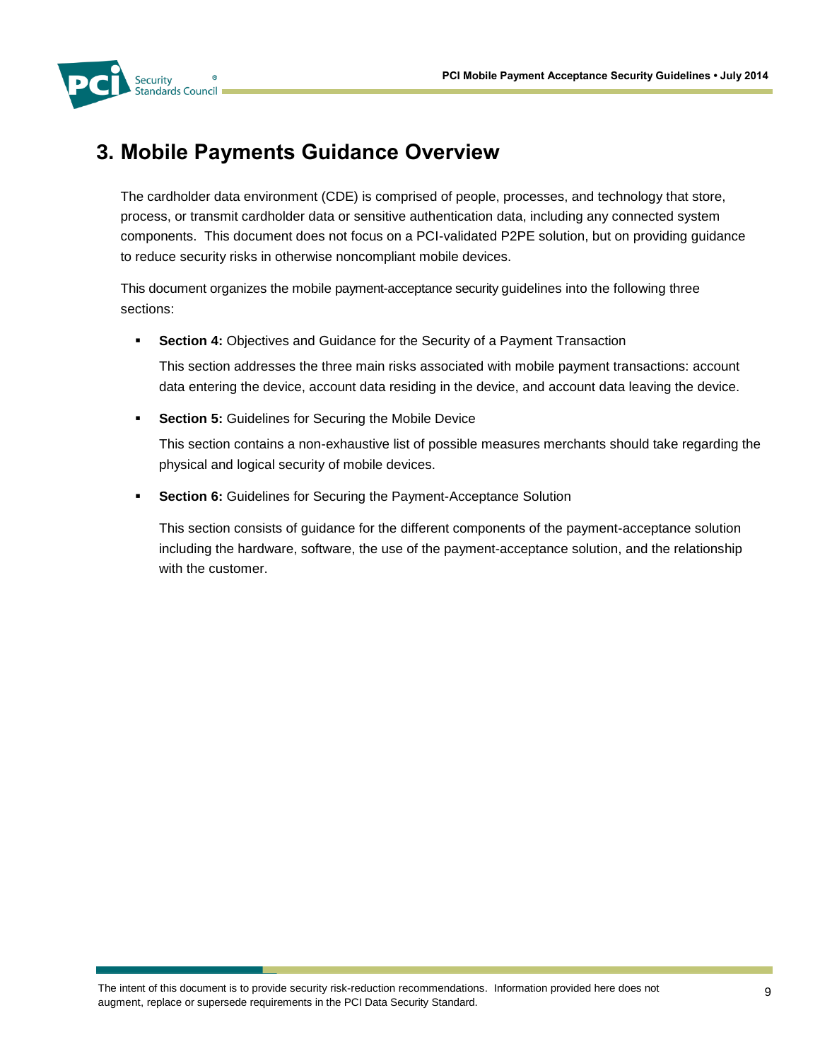# 3. Mobile Payments Guidance Overview

The cardholder data environment (CDE) is comprised of people, processes, and technology that store, process, or transmit cardholder data or sensitive authentication data, including any connected system components. This document does not focus on a PCI-validated P2PE solution, but on providing guidance to reduce security risks in otherwise noncompliant mobile devices.

This document organizes the mobile payment-acceptance security guidelines into the following three sections:

- **Section 4:** Objectives and Guidance for the Security of a Payment Transaction

  This section addresses the three main risks associated with mobile payment transactions: account data entering the device, account data residing in the device, and account data leaving the device.

- **Section 5:** Guidelines for Securing the Mobile Device

  This section contains a non-exhaustive list of possible measures merchants should take regarding the physical and logical security of mobile devices.

- **Section 6:** Guidelines for Securing the Payment-Acceptance Solution

  This section consists of guidance for the different components of the payment-acceptance solution including the hardware, software, the use of the payment-acceptance solution, and the relationship with the customer.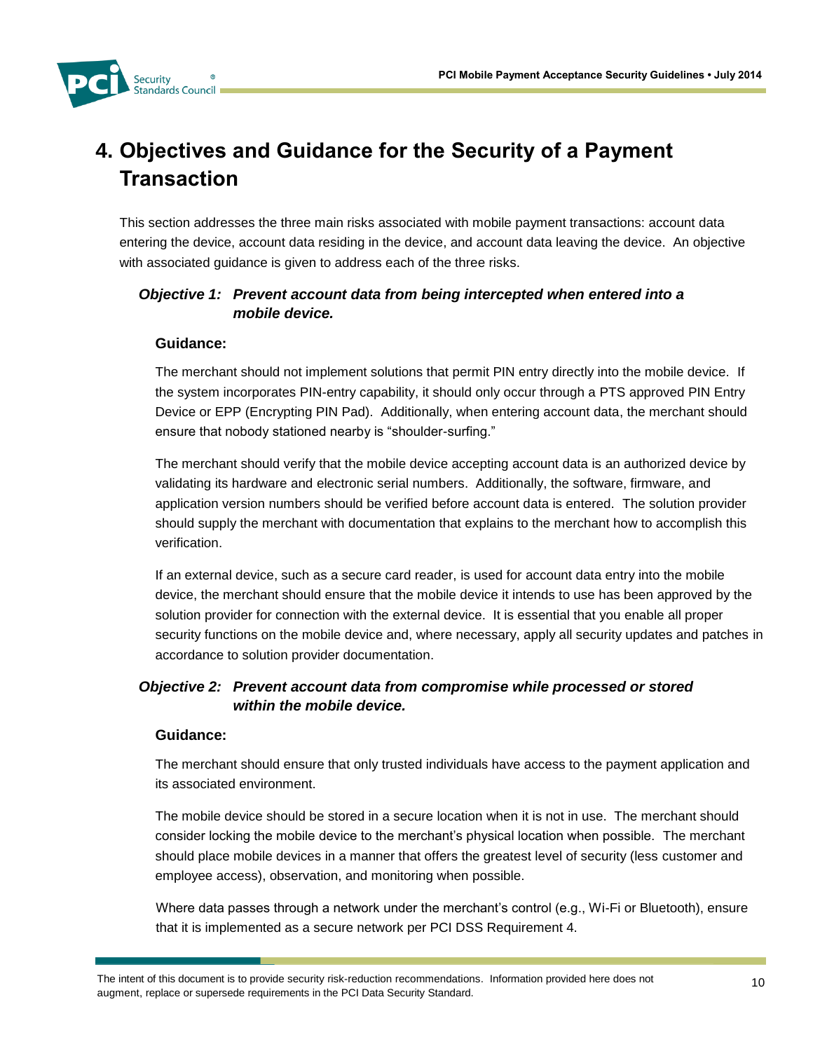# 4. Objectives and Guidance for the Security of a Payment Transaction

This section addresses the three main risks associated with mobile payment transactions: account data entering the device, account data residing in the device, and account data leaving the device. An objective with associated guidance is given to address each of the three risks.

### *Objective 1: Prevent account data from being intercepted when entered into a mobile device.*

**Guidance:**

The merchant should not implement solutions that permit PIN entry directly into the mobile device. If the system incorporates PIN-entry capability, it should only occur through a PTS approved PIN Entry Device or EPP (Encrypting PIN Pad). Additionally, when entering account data, the merchant should ensure that nobody stationed nearby is "shoulder-surfing."

The merchant should verify that the mobile device accepting account data is an authorized device by validating its hardware and electronic serial numbers. Additionally, the software, firmware, and application version numbers should be verified before account data is entered. The solution provider should supply the merchant with documentation that explains to the merchant how to accomplish this verification.

If an external device, such as a secure card reader, is used for account data entry into the mobile device, the merchant should ensure that the mobile device it intends to use has been approved by the solution provider for connection with the external device. It is essential that you enable all proper security functions on the mobile device and, where necessary, apply all security updates and patches in accordance to solution provider documentation.

### *Objective 2: Prevent account data from compromise while processed or stored within the mobile device.*

**Guidance:**

The merchant should ensure that only trusted individuals have access to the payment application and its associated environment.

The mobile device should be stored in a secure location when it is not in use. The merchant should consider locking the mobile device to the merchant's physical location when possible. The merchant should place mobile devices in a manner that offers the greatest level of security (less customer and employee access), observation, and monitoring when possible.

Where data passes through a network under the merchant's control (e.g., Wi-Fi or Bluetooth), ensure that it is implemented as a secure network per PCI DSS Requirement 4.

The intent of this document is to provide security risk-reduction recommendations. Information provided here does not augment, replace or supersede requirements in the PCI Data Security Standard.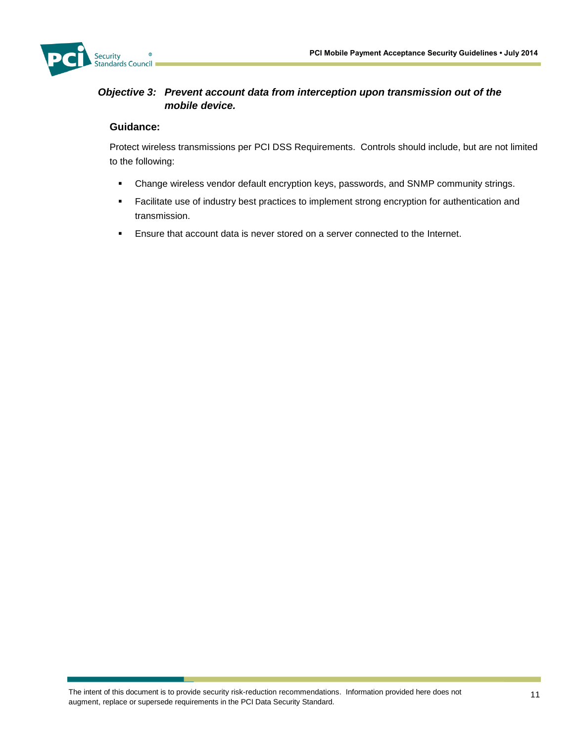### *Objective 3: Prevent account data from interception upon transmission out of the mobile device.*

**Guidance:**

Protect wireless transmissions per PCI DSS Requirements. Controls should include, but are not limited to the following:

- Change wireless vendor default encryption keys, passwords, and SNMP community strings.
- Facilitate use of industry best practices to implement strong encryption for authentication and transmission.
- Ensure that account data is never stored on a server connected to the Internet.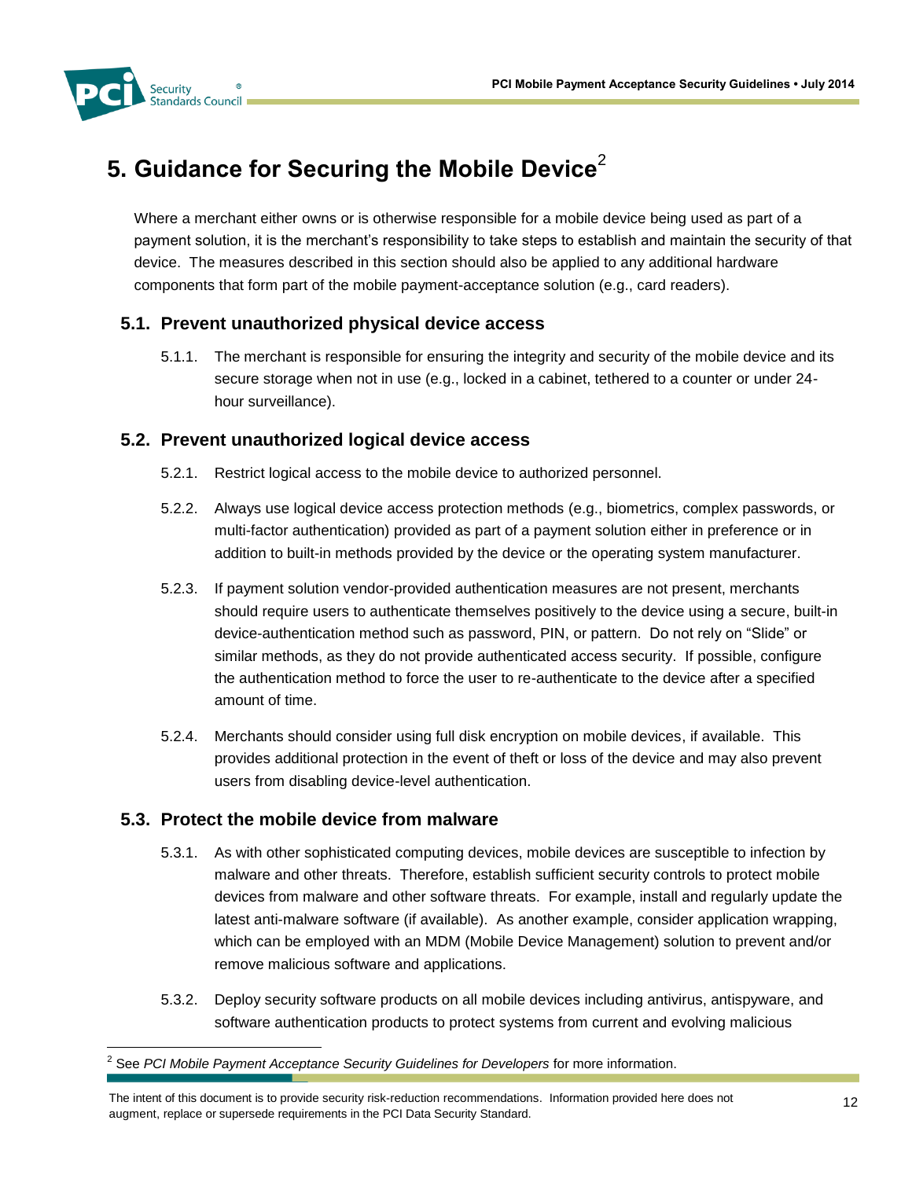# 5. Guidance for Securing the Mobile Device[2]

Where a merchant either owns or is otherwise responsible for a mobile device being used as part of a payment solution, it is the merchant's responsibility to take steps to establish and maintain the security of that device. The measures described in this section should also be applied to any additional hardware components that form part of the mobile payment-acceptance solution (e.g., card readers).

## 5.1. Prevent unauthorized physical device access

5.1.1. The merchant is responsible for ensuring the integrity and security of the mobile device and its secure storage when not in use (e.g., locked in a cabinet, tethered to a counter or under 24-hour surveillance).

## 5.2. Prevent unauthorized logical device access

5.2.1. Restrict logical access to the mobile device to authorized personnel.

5.2.2. Always use logical device access protection methods (e.g., biometrics, complex passwords, or multi-factor authentication) provided as part of a payment solution either in preference or in addition to built-in methods provided by the device or the operating system manufacturer.

5.2.3. If payment solution vendor-provided authentication measures are not present, merchants should require users to authenticate themselves positively to the device using a secure, built-in device-authentication method such as password, PIN, or pattern. Do not rely on "Slide" or similar methods, as they do not provide authenticated access security. If possible, configure the authentication method to force the user to re-authenticate to the device after a specified amount of time.

5.2.4. Merchants should consider using full disk encryption on mobile devices, if available. This provides additional protection in the event of theft or loss of the device and may also prevent users from disabling device-level authentication.

## 5.3. Protect the mobile device from malware

5.3.1. As with other sophisticated computing devices, mobile devices are susceptible to infection by malware and other threats. Therefore, establish sufficient security controls to protect mobile devices from malware and other software threats. For example, install and regularly update the latest anti-malware software (if available). As another example, consider application wrapping, which can be employed with an MDM (Mobile Device Management) solution to prevent and/or remove malicious software and applications.

5.3.2. Deploy security software products on all mobile devices including antivirus, antispyware, and software authentication products to protect systems from current and evolving malicious

[2] See *PCI Mobile Payment Acceptance Security Guidelines for Developers* for more information.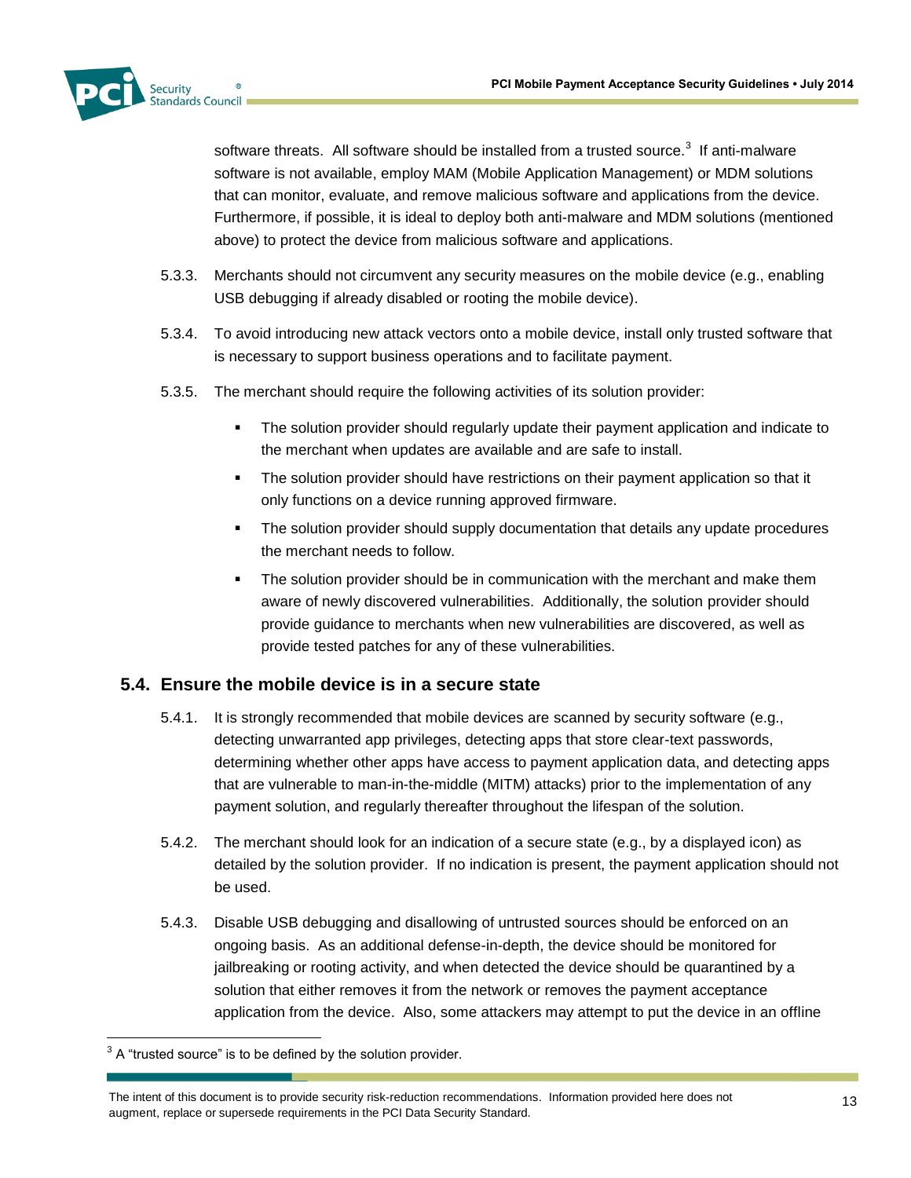software threats. All software should be installed from a trusted source.[3] If anti-malware software is not available, employ MAM (Mobile Application Management) or MDM solutions that can monitor, evaluate, and remove malicious software and applications from the device. Furthermore, if possible, it is ideal to deploy both anti-malware and MDM solutions (mentioned above) to protect the device from malicious software and applications.

5.3.3. Merchants should not circumvent any security measures on the mobile device (e.g., enabling USB debugging if already disabled or rooting the mobile device).

5.3.4. To avoid introducing new attack vectors onto a mobile device, install only trusted software that is necessary to support business operations and to facilitate payment.

5.3.5. The merchant should require the following activities of its solution provider:

- The solution provider should regularly update their payment application and indicate to the merchant when updates are available and are safe to install.
- The solution provider should have restrictions on their payment application so that it only functions on a device running approved firmware.
- The solution provider should supply documentation that details any update procedures the merchant needs to follow.
- The solution provider should be in communication with the merchant and make them aware of newly discovered vulnerabilities. Additionally, the solution provider should provide guidance to merchants when new vulnerabilities are discovered, as well as provide tested patches for any of these vulnerabilities.

## 5.4. Ensure the mobile device is in a secure state

5.4.1. It is strongly recommended that mobile devices are scanned by security software (e.g., detecting unwarranted app privileges, detecting apps that store clear-text passwords, determining whether other apps have access to payment application data, and detecting apps that are vulnerable to man-in-the-middle (MITM) attacks) prior to the implementation of any payment solution, and regularly thereafter throughout the lifespan of the solution.

5.4.2. The merchant should look for an indication of a secure state (e.g., by a displayed icon) as detailed by the solution provider. If no indication is present, the payment application should not be used.

5.4.3. Disable USB debugging and disallowing of untrusted sources should be enforced on an ongoing basis. As an additional defense-in-depth, the device should be monitored for jailbreaking or rooting activity, and when detected the device should be quarantined by a solution that either removes it from the network or removes the payment acceptance application from the device. Also, some attackers may attempt to put the device in an offline

[3] A "trusted source" is to be defined by the solution provider.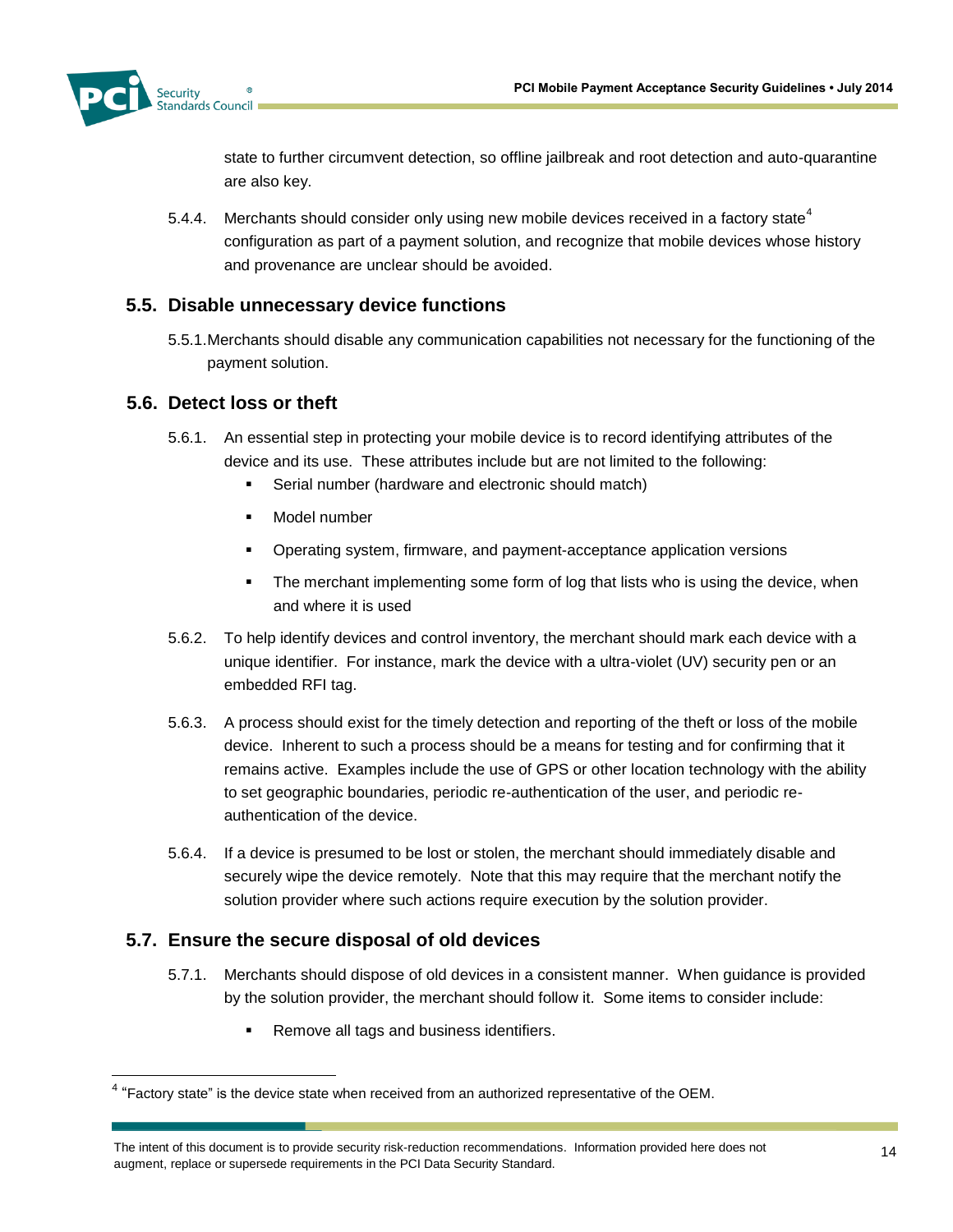state to further circumvent detection, so offline jailbreak and root detection and auto-quarantine are also key.

5.4.4. Merchants should consider only using new mobile devices received in a factory state[4] configuration as part of a payment solution, and recognize that mobile devices whose history and provenance are unclear should be avoided.

## 5.5. Disable unnecessary device functions

5.5.1. Merchants should disable any communication capabilities not necessary for the functioning of the payment solution.

## 5.6. Detect loss or theft

5.6.1. An essential step in protecting your mobile device is to record identifying attributes of the device and its use. These attributes include but are not limited to the following:

- Serial number (hardware and electronic should match)
- Model number
- Operating system, firmware, and payment-acceptance application versions
- The merchant implementing some form of log that lists who is using the device, when and where it is used

5.6.2. To help identify devices and control inventory, the merchant should mark each device with a unique identifier. For instance, mark the device with a ultra-violet (UV) security pen or an embedded RFI tag.

5.6.3. A process should exist for the timely detection and reporting of the theft or loss of the mobile device. Inherent to such a process should be a means for testing and for confirming that it remains active. Examples include the use of GPS or other location technology with the ability to set geographic boundaries, periodic re-authentication of the user, and periodic re-authentication of the device.

5.6.4. If a device is presumed to be lost or stolen, the merchant should immediately disable and securely wipe the device remotely. Note that this may require that the merchant notify the solution provider where such actions require execution by the solution provider.

## 5.7. Ensure the secure disposal of old devices

5.7.1. Merchants should dispose of old devices in a consistent manner. When guidance is provided by the solution provider, the merchant should follow it. Some items to consider include:

- Remove all tags and business identifiers.

[4] "Factory state" is the device state when received from an authorized representative of the OEM.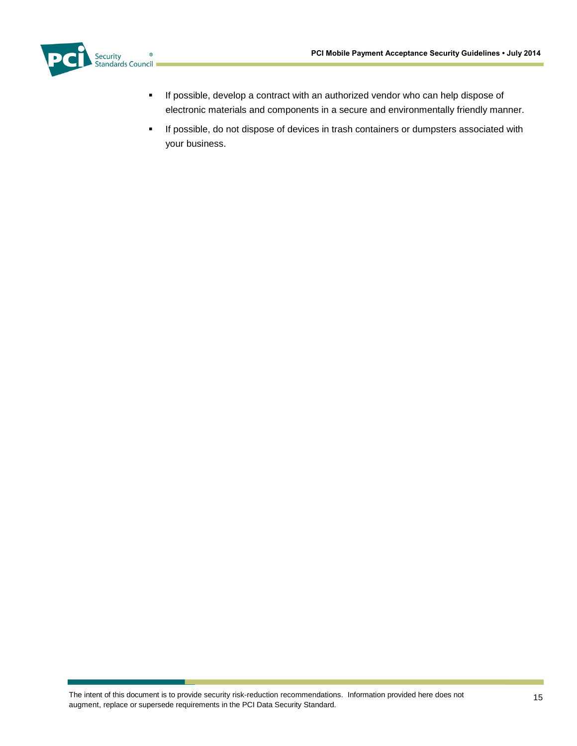- If possible, develop a contract with an authorized vendor who can help dispose of electronic materials and components in a secure and environmentally friendly manner.
- If possible, do not dispose of devices in trash containers or dumpsters associated with your business.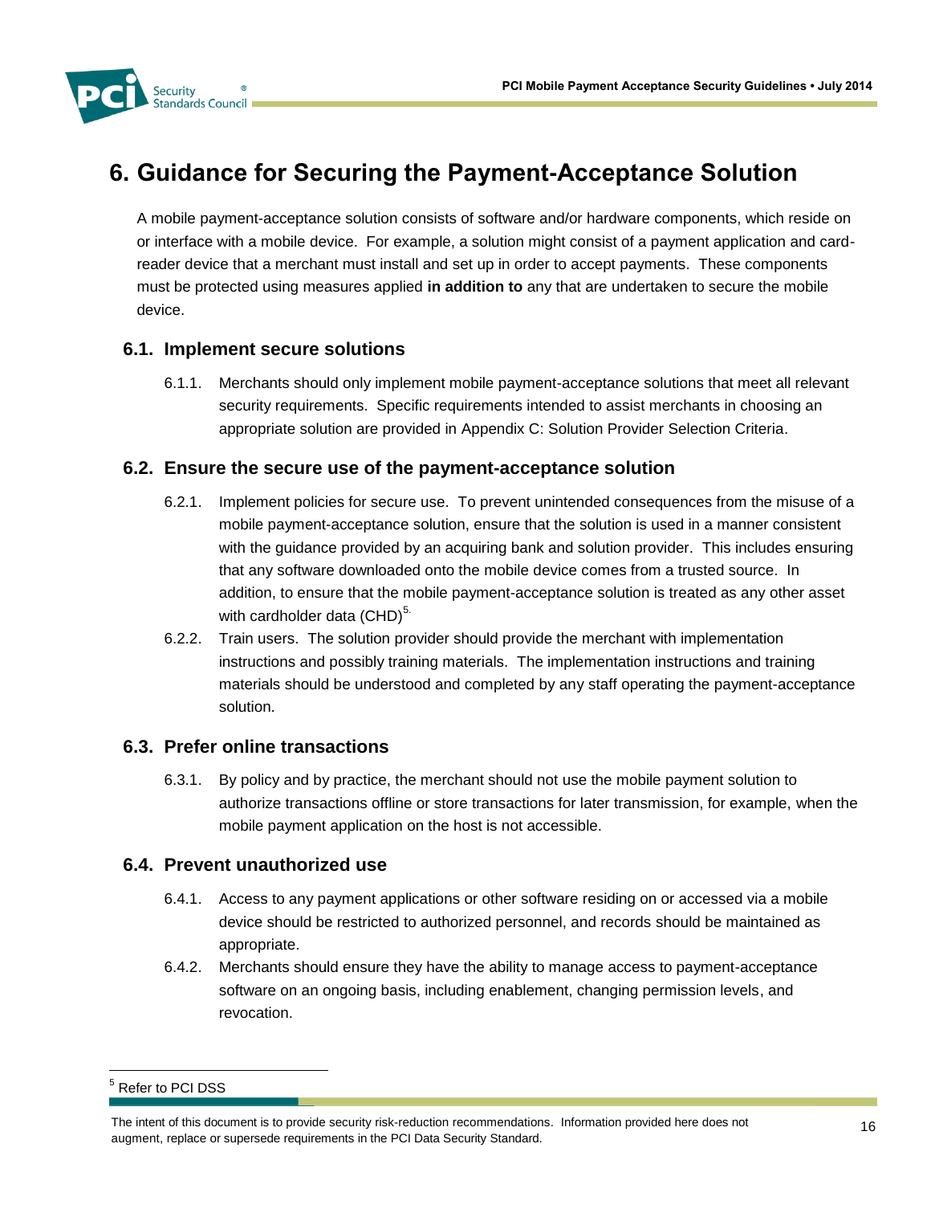# 6. Guidance for Securing the Payment-Acceptance Solution

A mobile payment-acceptance solution consists of software and/or hardware components, which reside on or interface with a mobile device. For example, a solution might consist of a payment application and card-reader device that a merchant must install and set up in order to accept payments. These components must be protected using measures applied **in addition to** any that are undertaken to secure the mobile device.

## 6.1. Implement secure solutions

6.1.1. Merchants should only implement mobile payment-acceptance solutions that meet all relevant security requirements. Specific requirements intended to assist merchants in choosing an appropriate solution are provided in Appendix C: Solution Provider Selection Criteria.

## 6.2. Ensure the secure use of the payment-acceptance solution

6.2.1. Implement policies for secure use. To prevent unintended consequences from the misuse of a mobile payment-acceptance solution, ensure that the solution is used in a manner consistent with the guidance provided by an acquiring bank and solution provider. This includes ensuring that any software downloaded onto the mobile device comes from a trusted source. In addition, to ensure that the mobile payment-acceptance solution is treated as any other asset with cardholder data (CHD)[5]

6.2.2. Train users. The solution provider should provide the merchant with implementation instructions and possibly training materials. The implementation instructions and training materials should be understood and completed by any staff operating the payment-acceptance solution.

## 6.3. Prefer online transactions

6.3.1. By policy and by practice, the merchant should not use the mobile payment solution to authorize transactions offline or store transactions for later transmission, for example, when the mobile payment application on the host is not accessible.

## 6.4. Prevent unauthorized use

6.4.1. Access to any payment applications or other software residing on or accessed via a mobile device should be restricted to authorized personnel, and records should be maintained as appropriate.

6.4.2. Merchants should ensure they have the ability to manage access to payment-acceptance software on an ongoing basis, including enablement, changing permission levels, and revocation.

---

[5] Refer to PCI DSS

The intent of this document is to provide security risk-reduction recommendations. Information provided here does not augment, replace or supersede requirements in the PCI Data Security Standard.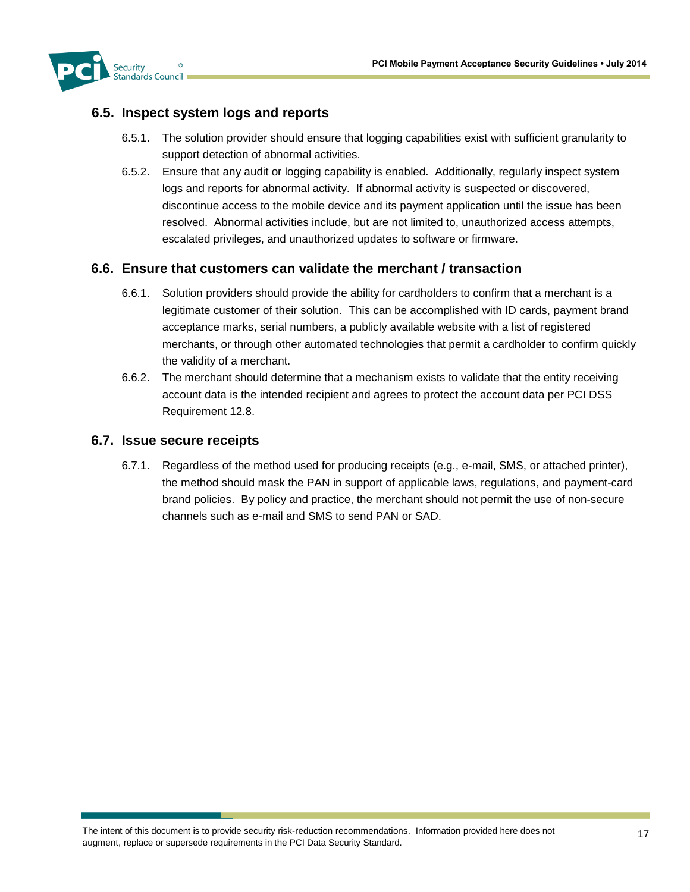## 6.5. Inspect system logs and reports

6.5.1. The solution provider should ensure that logging capabilities exist with sufficient granularity to support detection of abnormal activities.

6.5.2. Ensure that any audit or logging capability is enabled. Additionally, regularly inspect system logs and reports for abnormal activity. If abnormal activity is suspected or discovered, discontinue access to the mobile device and its payment application until the issue has been resolved. Abnormal activities include, but are not limited to, unauthorized access attempts, escalated privileges, and unauthorized updates to software or firmware.

## 6.6. Ensure that customers can validate the merchant / transaction

6.6.1. Solution providers should provide the ability for cardholders to confirm that a merchant is a legitimate customer of their solution. This can be accomplished with ID cards, payment brand acceptance marks, serial numbers, a publicly available website with a list of registered merchants, or through other automated technologies that permit a cardholder to confirm quickly the validity of a merchant.

6.6.2. The merchant should determine that a mechanism exists to validate that the entity receiving account data is the intended recipient and agrees to protect the account data per PCI DSS Requirement 12.8.

## 6.7. Issue secure receipts

6.7.1. Regardless of the method used for producing receipts (e.g., e-mail, SMS, or attached printer), the method should mask the PAN in support of applicable laws, regulations, and payment-card brand policies. By policy and practice, the merchant should not permit the use of non-secure channels such as e-mail and SMS to send PAN or SAD.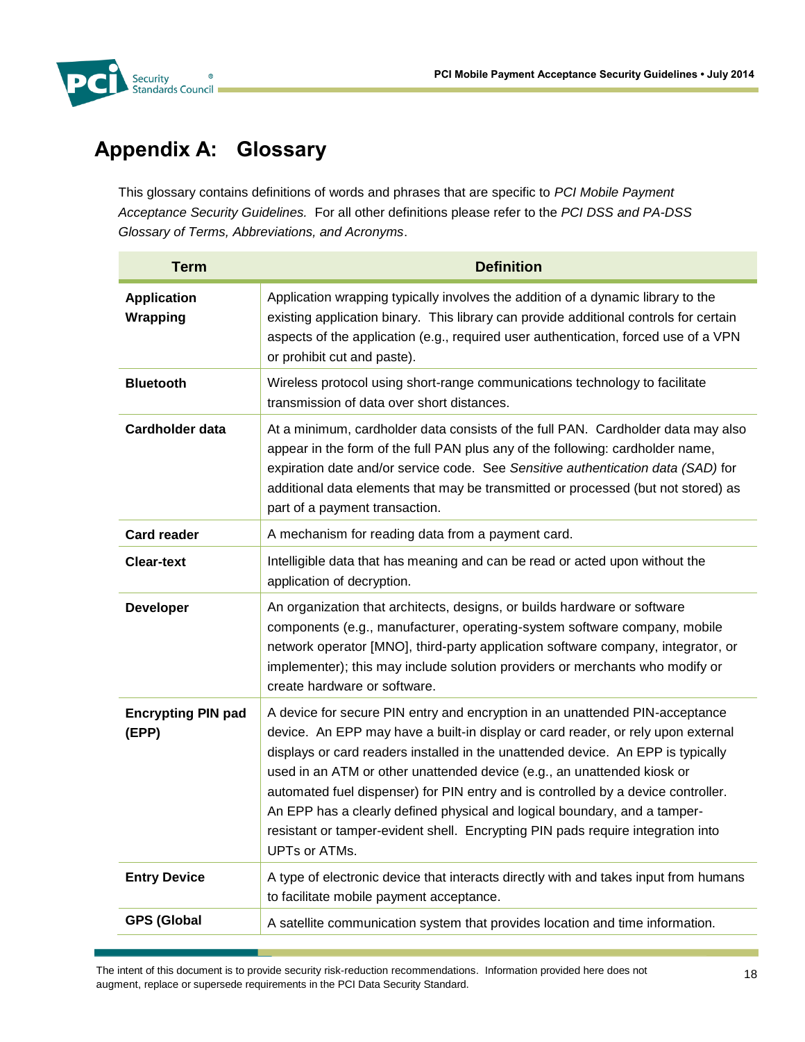# Appendix A: Glossary

This glossary contains definitions of words and phrases that are specific to *PCI Mobile Payment Acceptance Security Guidelines.* For all other definitions please refer to the *PCI DSS and PA-DSS Glossary of Terms, Abbreviations, and Acronyms*.

| Term | Definition |
|---|---|
| **Application Wrapping** | Application wrapping typically involves the addition of a dynamic library to the existing application binary. This library can provide additional controls for certain aspects of the application (e.g., required user authentication, forced use of a VPN or prohibit cut and paste). |
| **Bluetooth** | Wireless protocol using short-range communications technology to facilitate transmission of data over short distances. |
| **Cardholder data** | At a minimum, cardholder data consists of the full PAN. Cardholder data may also appear in the form of the full PAN plus any of the following: cardholder name, expiration date and/or service code. See *Sensitive authentication data (SAD)* for additional data elements that may be transmitted or processed (but not stored) as part of a payment transaction. |
| **Card reader** | A mechanism for reading data from a payment card. |
| **Clear-text** | Intelligible data that has meaning and can be read or acted upon without the application of decryption. |
| **Developer** | An organization that architects, designs, or builds hardware or software components (e.g., manufacturer, operating-system software company, mobile network operator [MNO], third-party application software company, integrator, or implementer); this may include solution providers or merchants who modify or create hardware or software. |
| **Encrypting PIN pad (EPP)** | A device for secure PIN entry and encryption in an unattended PIN-acceptance device. An EPP may have a built-in display or card reader, or rely upon external displays or card readers installed in the unattended device. An EPP is typically used in an ATM or other unattended device (e.g., an unattended kiosk or automated fuel dispenser) for PIN entry and is controlled by a device controller. An EPP has a clearly defined physical and logical boundary, and a tamper-resistant or tamper-evident shell. Encrypting PIN pads require integration into UPTs or ATMs. |
| **Entry Device** | A type of electronic device that interacts directly with and takes input from humans to facilitate mobile payment acceptance. |
| **GPS (Global** | A satellite communication system that provides location and time information. |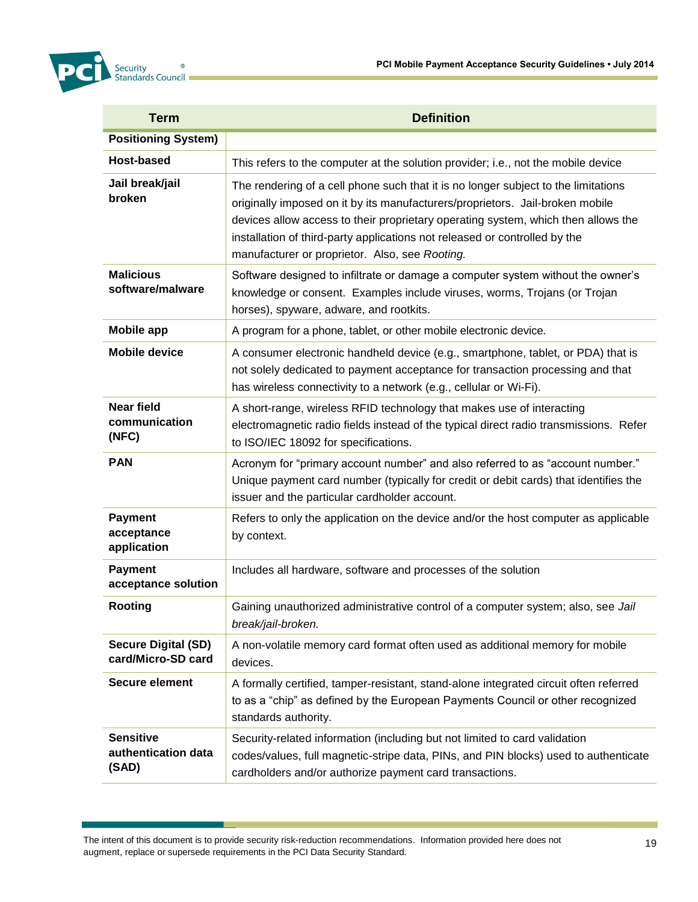| Term | Definition |
|---|---|
| **Positioning System)** | |
| **Host-based** | This refers to the computer at the solution provider; i.e., not the mobile device |
| **Jail break/jail broken** | The rendering of a cell phone such that it is no longer subject to the limitations originally imposed on it by its manufacturers/proprietors. Jail-broken mobile devices allow access to their proprietary operating system, which then allows the installation of third-party applications not released or controlled by the manufacturer or proprietor. Also, see *Rooting.* |
| **Malicious software/malware** | Software designed to infiltrate or damage a computer system without the owner's knowledge or consent. Examples include viruses, worms, Trojans (or Trojan horses), spyware, adware, and rootkits. |
| **Mobile app** | A program for a phone, tablet, or other mobile electronic device. |
| **Mobile device** | A consumer electronic handheld device (e.g., smartphone, tablet, or PDA) that is not solely dedicated to payment acceptance for transaction processing and that has wireless connectivity to a network (e.g., cellular or Wi-Fi). |
| **Near field communication (NFC)** | A short-range, wireless RFID technology that makes use of interacting electromagnetic radio fields instead of the typical direct radio transmissions. Refer to ISO/IEC 18092 for specifications. |
| **PAN** | Acronym for "primary account number" and also referred to as "account number." Unique payment card number (typically for credit or debit cards) that identifies the issuer and the particular cardholder account. |
| **Payment acceptance application** | Refers to only the application on the device and/or the host computer as applicable by context. |
| **Payment acceptance solution** | Includes all hardware, software and processes of the solution |
| **Rooting** | Gaining unauthorized administrative control of a computer system; also, see *Jail break/jail-broken.* |
| **Secure Digital (SD) card/Micro-SD card** | A non-volatile memory card format often used as additional memory for mobile devices. |
| **Secure element** | A formally certified, tamper-resistant, stand-alone integrated circuit often referred to as a "chip" as defined by the European Payments Council or other recognized standards authority. |
| **Sensitive authentication data (SAD)** | Security-related information (including but not limited to card validation codes/values, full magnetic-stripe data, PINs, and PIN blocks) used to authenticate cardholders and/or authorize payment card transactions. |

The intent of this document is to provide security risk-reduction recommendations. Information provided here does not augment, replace or supersede requirements in the PCI Data Security Standard.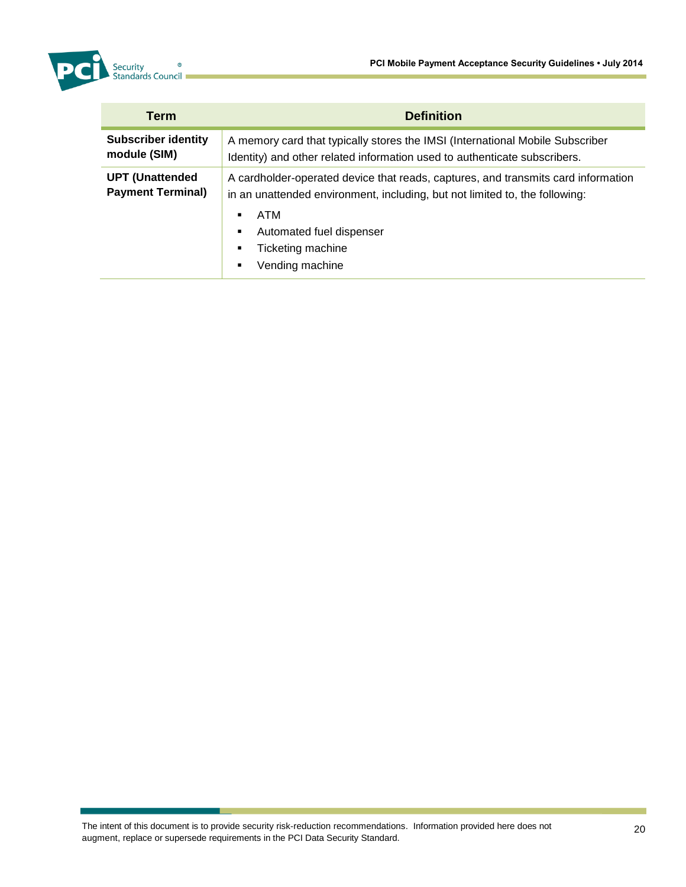| Term | Definition |
|---|---|
| **Subscriber identity module (SIM)** | A memory card that typically stores the IMSI (International Mobile Subscriber Identity) and other related information used to authenticate subscribers. |
| **UPT (Unattended Payment Terminal)** | A cardholder-operated device that reads, captures, and transmits card information in an unattended environment, including, but not limited to, the following:<br>▪ ATM<br>▪ Automated fuel dispenser<br>▪ Ticketing machine<br>▪ Vending machine |

The intent of this document is to provide security risk-reduction recommendations. Information provided here does not augment, replace or supersede requirements in the PCI Data Security Standard.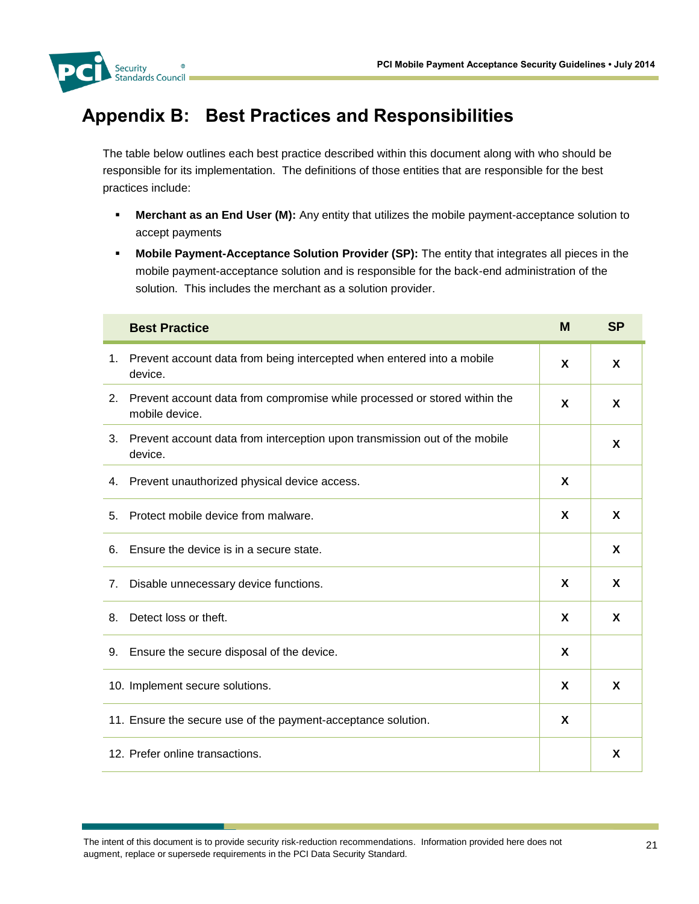# Appendix B: Best Practices and Responsibilities

The table below outlines each best practice described within this document along with who should be responsible for its implementation. The definitions of those entities that are responsible for the best practices include:

- **Merchant as an End User (M):** Any entity that utilizes the mobile payment-acceptance solution to accept payments
- **Mobile Payment-Acceptance Solution Provider (SP):** The entity that integrates all pieces in the mobile payment-acceptance solution and is responsible for the back-end administration of the solution. This includes the merchant as a solution provider.

| Best Practice | M | SP |
|---|---|---|
| 1. Prevent account data from being intercepted when entered into a mobile device. | X | X |
| 2. Prevent account data from compromise while processed or stored within the mobile device. | X | X |
| 3. Prevent account data from interception upon transmission out of the mobile device. | | X |
| 4. Prevent unauthorized physical device access. | X | |
| 5. Protect mobile device from malware. | X | X |
| 6. Ensure the device is in a secure state. | | X |
| 7. Disable unnecessary device functions. | X | X |
| 8. Detect loss or theft. | X | X |
| 9. Ensure the secure disposal of the device. | X | |
| 10. Implement secure solutions. | X | X |
| 11. Ensure the secure use of the payment-acceptance solution. | X | |
| 12. Prefer online transactions. | | X |

The intent of this document is to provide security risk-reduction recommendations. Information provided here does not augment, replace or supersede requirements in the PCI Data Security Standard.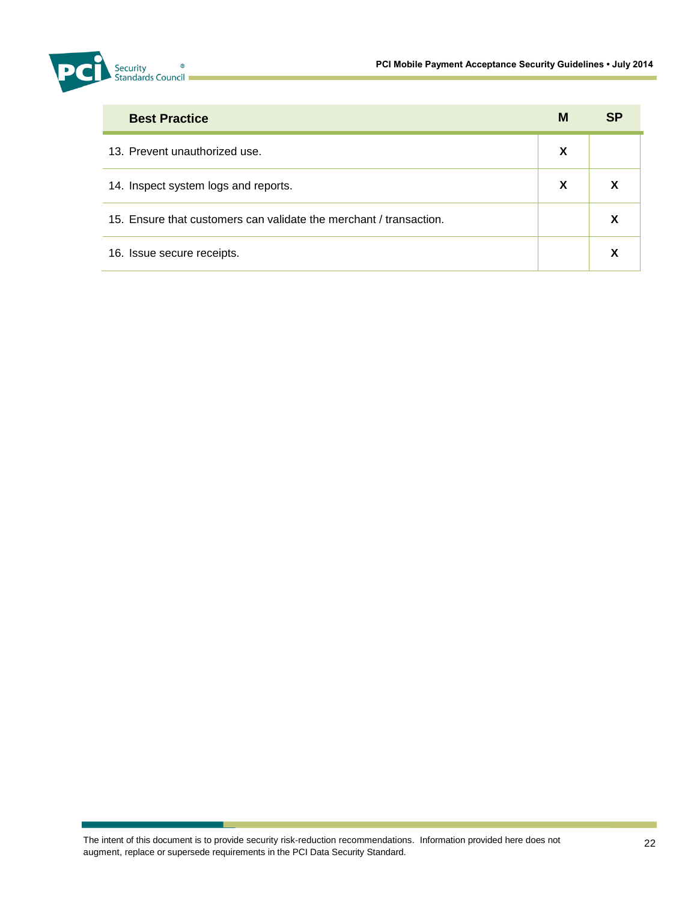| Best Practice | M | SP |
|---|---|---|
| 13. Prevent unauthorized use. | X | |
| 14. Inspect system logs and reports. | X | X |
| 15. Ensure that customers can validate the merchant / transaction. | | X |
| 16. Issue secure receipts. | | X |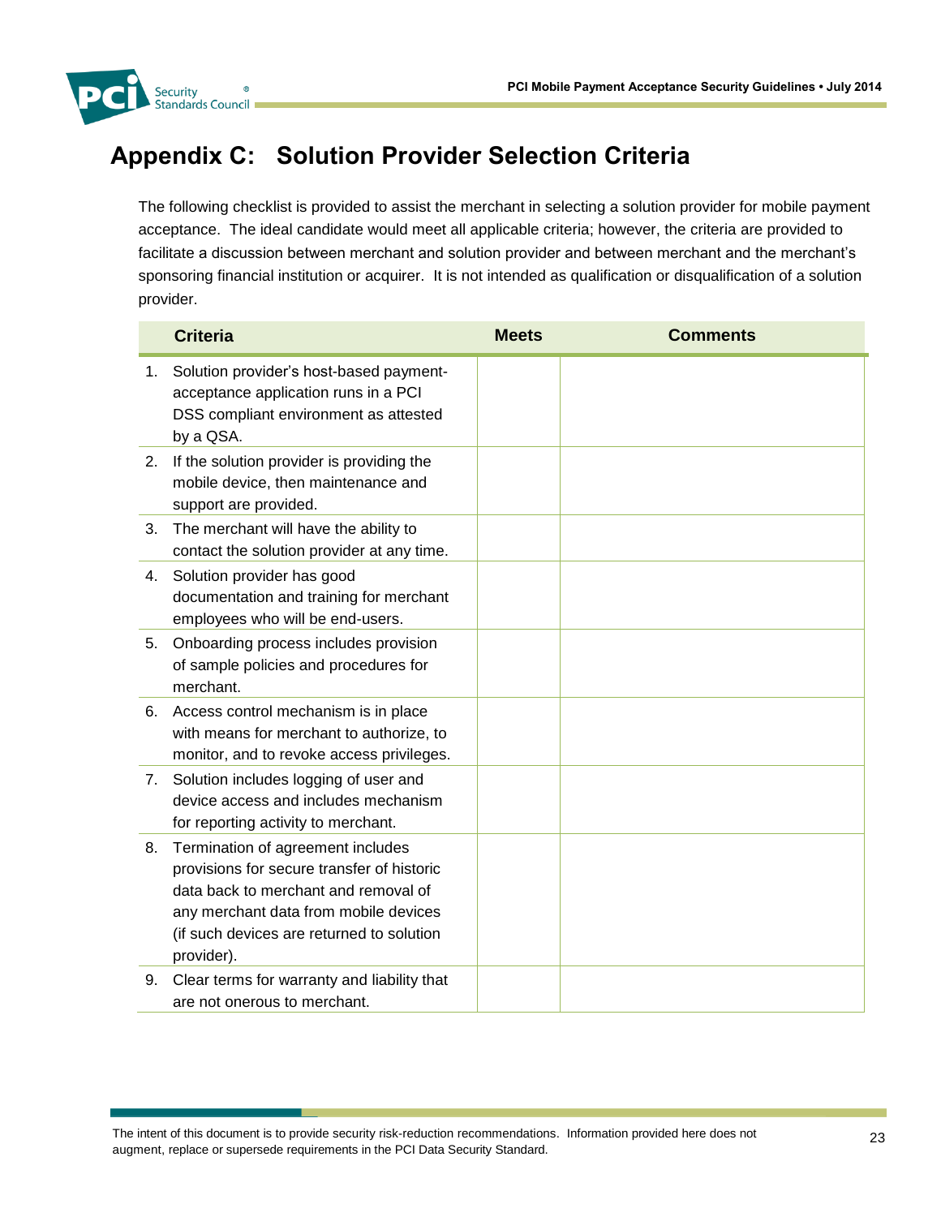# Appendix C: Solution Provider Selection Criteria

The following checklist is provided to assist the merchant in selecting a solution provider for mobile payment acceptance. The ideal candidate would meet all applicable criteria; however, the criteria are provided to facilitate a discussion between merchant and solution provider and between merchant and the merchant's sponsoring financial institution or acquirer. It is not intended as qualification or disqualification of a solution provider.

| Criteria | Meets | Comments |
|---|---|---|
| 1. Solution provider's host-based payment-acceptance application runs in a PCI DSS compliant environment as attested by a QSA. | | |
| 2. If the solution provider is providing the mobile device, then maintenance and support are provided. | | |
| 3. The merchant will have the ability to contact the solution provider at any time. | | |
| 4. Solution provider has good documentation and training for merchant employees who will be end-users. | | |
| 5. Onboarding process includes provision of sample policies and procedures for merchant. | | |
| 6. Access control mechanism is in place with means for merchant to authorize, to monitor, and to revoke access privileges. | | |
| 7. Solution includes logging of user and device access and includes mechanism for reporting activity to merchant. | | |
| 8. Termination of agreement includes provisions for secure transfer of historic data back to merchant and removal of any merchant data from mobile devices (if such devices are returned to solution provider). | | |
| 9. Clear terms for warranty and liability that are not onerous to merchant. | | |

The intent of this document is to provide security risk-reduction recommendations. Information provided here does not augment, replace or supersede requirements in the PCI Data Security Standard.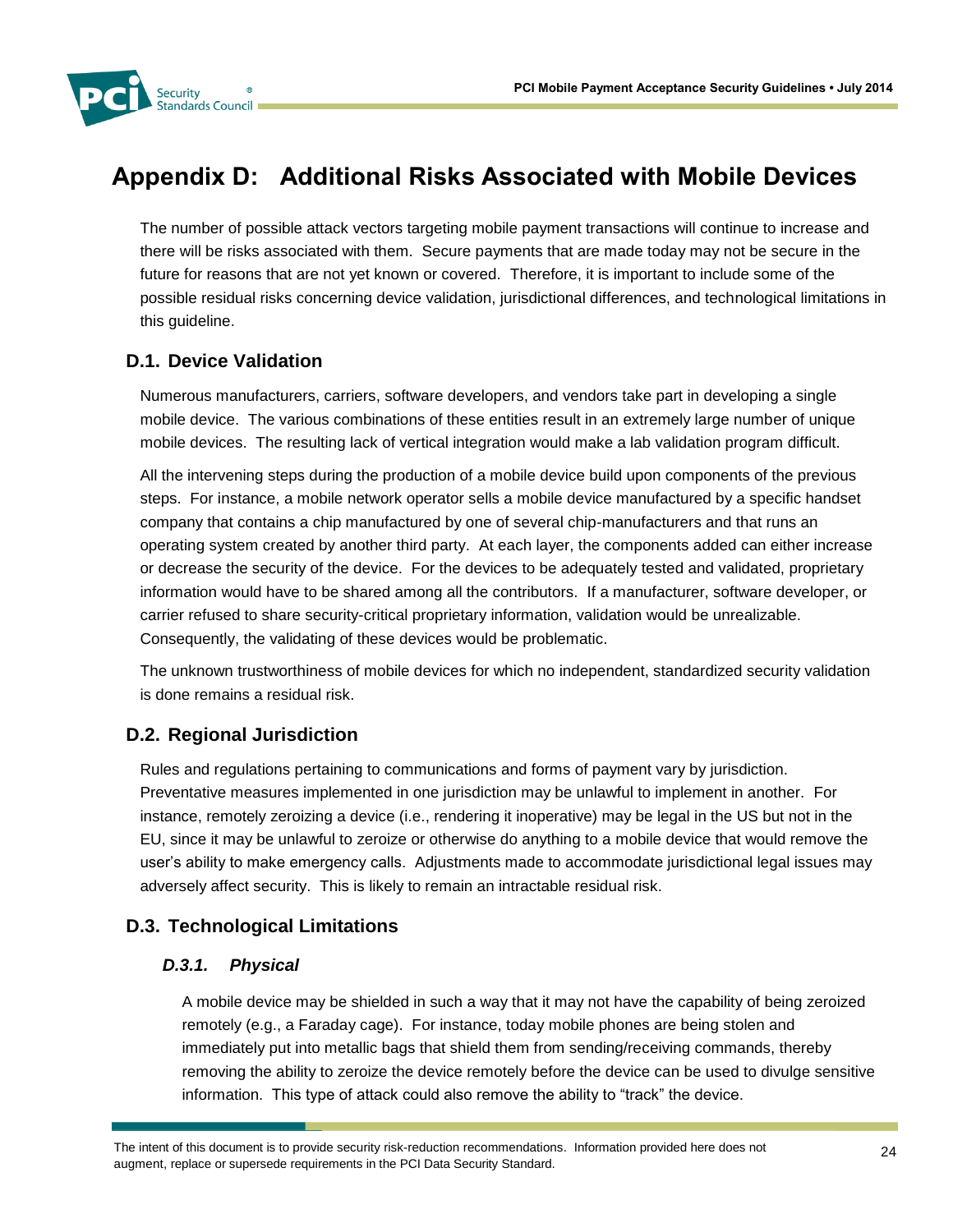# Appendix D: Additional Risks Associated with Mobile Devices

The number of possible attack vectors targeting mobile payment transactions will continue to increase and there will be risks associated with them. Secure payments that are made today may not be secure in the future for reasons that are not yet known or covered. Therefore, it is important to include some of the possible residual risks concerning device validation, jurisdictional differences, and technological limitations in this guideline.

## D.1. Device Validation

Numerous manufacturers, carriers, software developers, and vendors take part in developing a single mobile device. The various combinations of these entities result in an extremely large number of unique mobile devices. The resulting lack of vertical integration would make a lab validation program difficult.

All the intervening steps during the production of a mobile device build upon components of the previous steps. For instance, a mobile network operator sells a mobile device manufactured by a specific handset company that contains a chip manufactured by one of several chip-manufacturers and that runs an operating system created by another third party. At each layer, the components added can either increase or decrease the security of the device. For the devices to be adequately tested and validated, proprietary information would have to be shared among all the contributors. If a manufacturer, software developer, or carrier refused to share security-critical proprietary information, validation would be unrealizable. Consequently, the validating of these devices would be problematic.

The unknown trustworthiness of mobile devices for which no independent, standardized security validation is done remains a residual risk.

## D.2. Regional Jurisdiction

Rules and regulations pertaining to communications and forms of payment vary by jurisdiction. Preventative measures implemented in one jurisdiction may be unlawful to implement in another. For instance, remotely zeroizing a device (i.e., rendering it inoperative) may be legal in the US but not in the EU, since it may be unlawful to zeroize or otherwise do anything to a mobile device that would remove the user's ability to make emergency calls. Adjustments made to accommodate jurisdictional legal issues may adversely affect security. This is likely to remain an intractable residual risk.

## D.3. Technological Limitations

### *D.3.1. Physical*

A mobile device may be shielded in such a way that it may not have the capability of being zeroized remotely (e.g., a Faraday cage). For instance, today mobile phones are being stolen and immediately put into metallic bags that shield them from sending/receiving commands, thereby removing the ability to zeroize the device remotely before the device can be used to divulge sensitive information. This type of attack could also remove the ability to "track" the device.

The intent of this document is to provide security risk-reduction recommendations. Information provided here does not augment, replace or supersede requirements in the PCI Data Security Standard.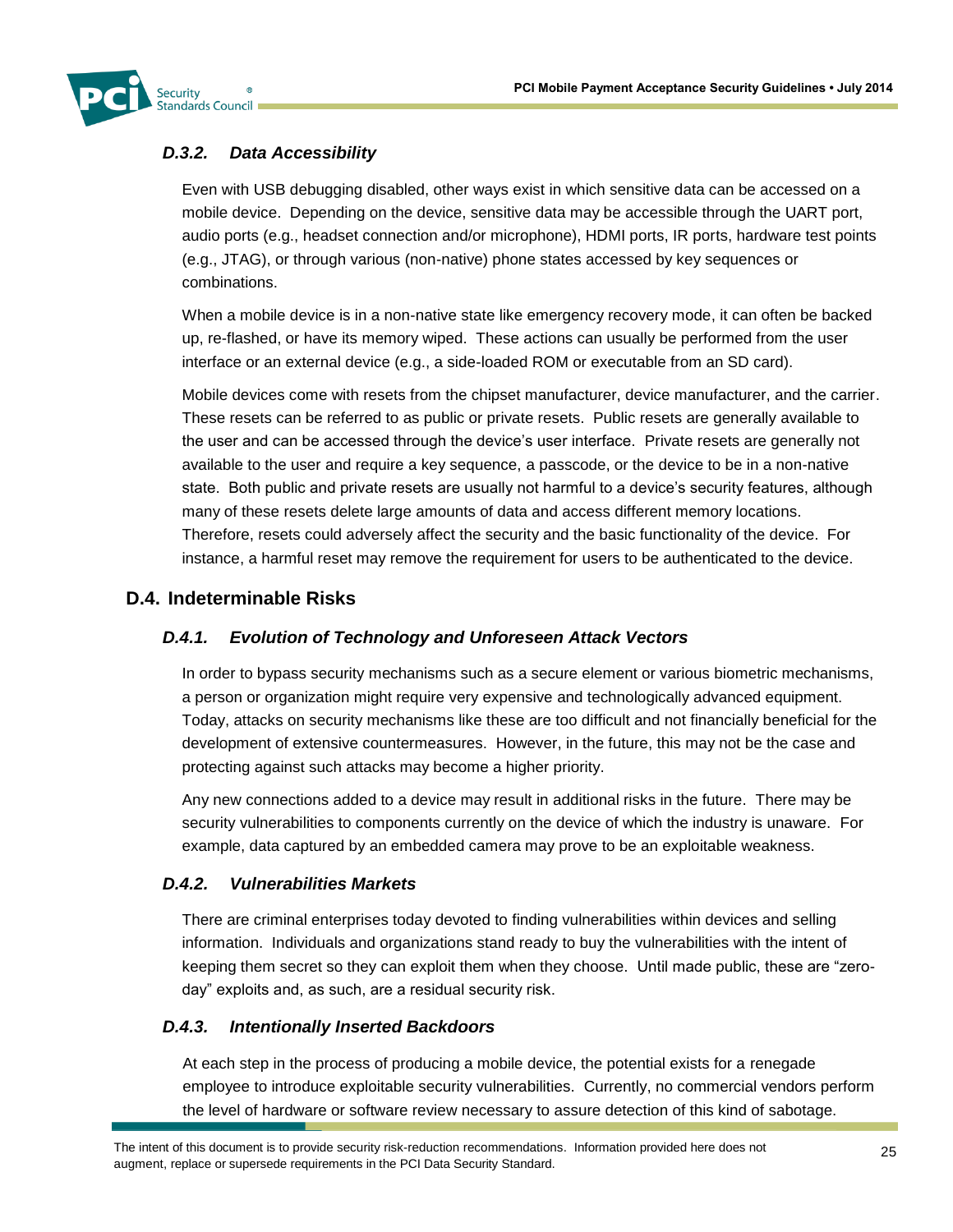### *D.3.2. Data Accessibility*

Even with USB debugging disabled, other ways exist in which sensitive data can be accessed on a mobile device. Depending on the device, sensitive data may be accessible through the UART port, audio ports (e.g., headset connection and/or microphone), HDMI ports, IR ports, hardware test points (e.g., JTAG), or through various (non-native) phone states accessed by key sequences or combinations.

When a mobile device is in a non-native state like emergency recovery mode, it can often be backed up, re-flashed, or have its memory wiped. These actions can usually be performed from the user interface or an external device (e.g., a side-loaded ROM or executable from an SD card).

Mobile devices come with resets from the chipset manufacturer, device manufacturer, and the carrier. These resets can be referred to as public or private resets. Public resets are generally available to the user and can be accessed through the device's user interface. Private resets are generally not available to the user and require a key sequence, a passcode, or the device to be in a non-native state. Both public and private resets are usually not harmful to a device's security features, although many of these resets delete large amounts of data and access different memory locations. Therefore, resets could adversely affect the security and the basic functionality of the device. For instance, a harmful reset may remove the requirement for users to be authenticated to the device.

## D.4. Indeterminable Risks

### *D.4.1. Evolution of Technology and Unforeseen Attack Vectors*

In order to bypass security mechanisms such as a secure element or various biometric mechanisms, a person or organization might require very expensive and technologically advanced equipment. Today, attacks on security mechanisms like these are too difficult and not financially beneficial for the development of extensive countermeasures. However, in the future, this may not be the case and protecting against such attacks may become a higher priority.

Any new connections added to a device may result in additional risks in the future. There may be security vulnerabilities to components currently on the device of which the industry is unaware. For example, data captured by an embedded camera may prove to be an exploitable weakness.

### *D.4.2. Vulnerabilities Markets*

There are criminal enterprises today devoted to finding vulnerabilities within devices and selling information. Individuals and organizations stand ready to buy the vulnerabilities with the intent of keeping them secret so they can exploit them when they choose. Until made public, these are "zero-day" exploits and, as such, are a residual security risk.

### *D.4.3. Intentionally Inserted Backdoors*

At each step in the process of producing a mobile device, the potential exists for a renegade employee to introduce exploitable security vulnerabilities. Currently, no commercial vendors perform the level of hardware or software review necessary to assure detection of this kind of sabotage.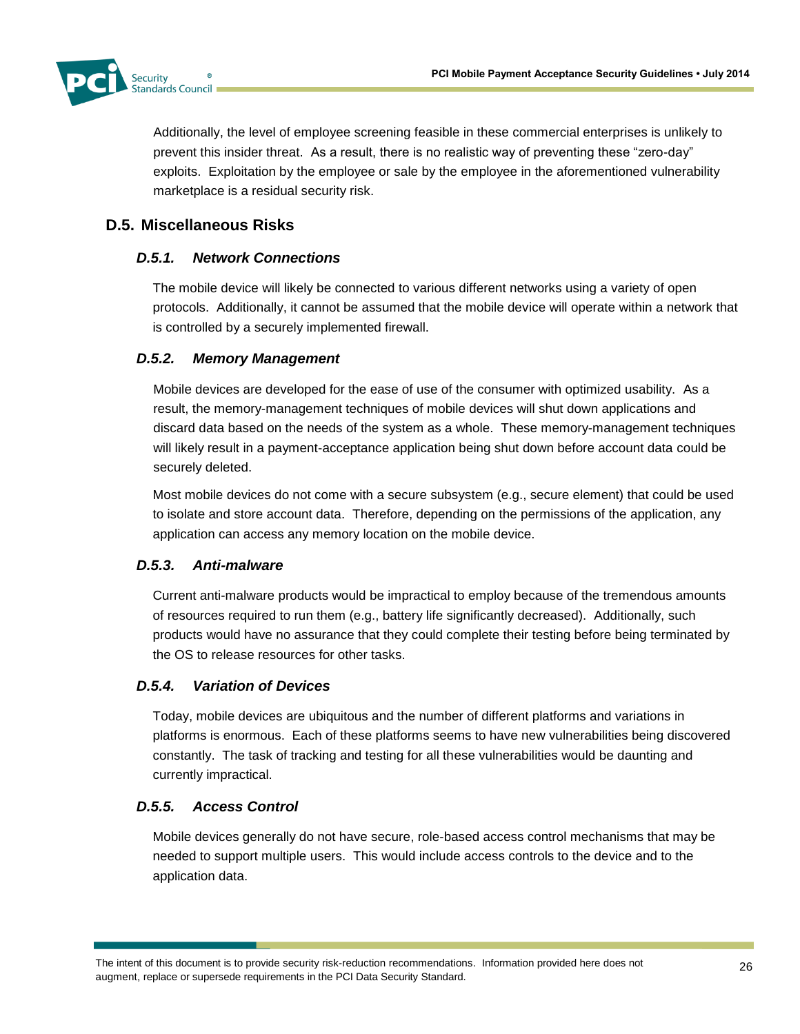Additionally, the level of employee screening feasible in these commercial enterprises is unlikely to prevent this insider threat. As a result, there is no realistic way of preventing these "zero-day" exploits. Exploitation by the employee or sale by the employee in the aforementioned vulnerability marketplace is a residual security risk.

## D.5. Miscellaneous Risks

### *D.5.1. Network Connections*

The mobile device will likely be connected to various different networks using a variety of open protocols. Additionally, it cannot be assumed that the mobile device will operate within a network that is controlled by a securely implemented firewall.

### *D.5.2. Memory Management*

Mobile devices are developed for the ease of use of the consumer with optimized usability. As a result, the memory-management techniques of mobile devices will shut down applications and discard data based on the needs of the system as a whole. These memory-management techniques will likely result in a payment-acceptance application being shut down before account data could be securely deleted.

Most mobile devices do not come with a secure subsystem (e.g., secure element) that could be used to isolate and store account data. Therefore, depending on the permissions of the application, any application can access any memory location on the mobile device.

### *D.5.3. Anti-malware*

Current anti-malware products would be impractical to employ because of the tremendous amounts of resources required to run them (e.g., battery life significantly decreased). Additionally, such products would have no assurance that they could complete their testing before being terminated by the OS to release resources for other tasks.

### *D.5.4. Variation of Devices*

Today, mobile devices are ubiquitous and the number of different platforms and variations in platforms is enormous. Each of these platforms seems to have new vulnerabilities being discovered constantly. The task of tracking and testing for all these vulnerabilities would be daunting and currently impractical.

### *D.5.5. Access Control*

Mobile devices generally do not have secure, role-based access control mechanisms that may be needed to support multiple users. This would include access controls to the device and to the application data.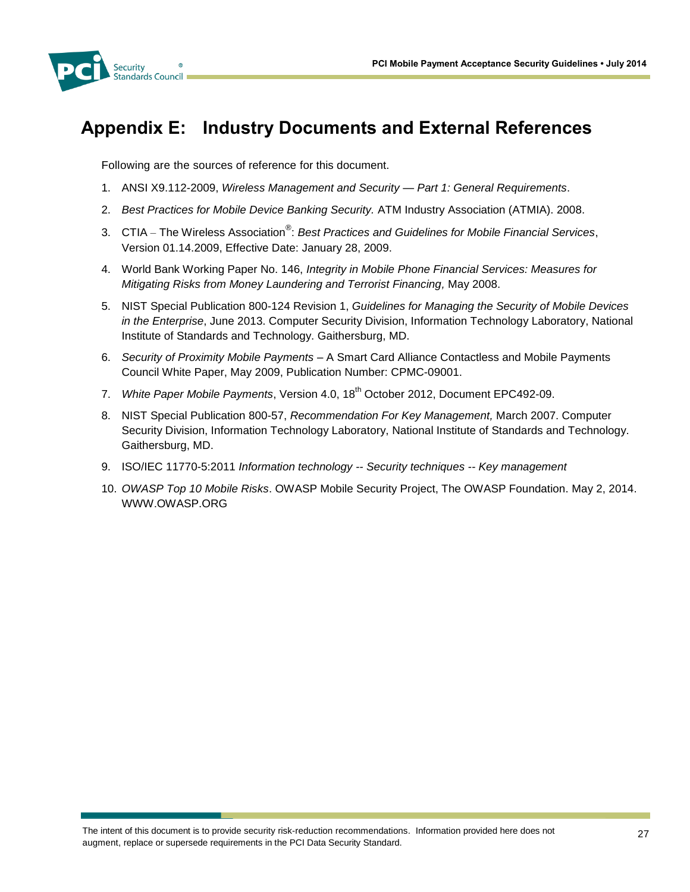# Appendix E: Industry Documents and External References

Following are the sources of reference for this document.

1. ANSI X9.112-2009, *Wireless Management and Security — Part 1: General Requirements*.
2. *Best Practices for Mobile Device Banking Security.* ATM Industry Association (ATMIA). 2008.
3. CTIA – The Wireless Association®: *Best Practices and Guidelines for Mobile Financial Services*, Version 01.14.2009, Effective Date: January 28, 2009.
4. World Bank Working Paper No. 146, *Integrity in Mobile Phone Financial Services: Measures for Mitigating Risks from Money Laundering and Terrorist Financing,* May 2008.
5. NIST Special Publication 800-124 Revision 1, *Guidelines for Managing the Security of Mobile Devices in the Enterprise*, June 2013. Computer Security Division, Information Technology Laboratory, National Institute of Standards and Technology. Gaithersburg, MD.
6. *Security of Proximity Mobile Payments* – A Smart Card Alliance Contactless and Mobile Payments Council White Paper, May 2009, Publication Number: CPMC-09001.
7. *White Paper Mobile Payments*, Version 4.0, 18th October 2012, Document EPC492-09.
8. NIST Special Publication 800-57, *Recommendation For Key Management,* March 2007. Computer Security Division, Information Technology Laboratory, National Institute of Standards and Technology. Gaithersburg, MD.
9. ISO/IEC 11770-5:2011 *Information technology -- Security techniques -- Key management*
10. *OWASP Top 10 Mobile Risks*. OWASP Mobile Security Project, The OWASP Foundation. May 2, 2014. WWW.OWASP.ORG

The intent of this document is to provide security risk-reduction recommendations. Information provided here does not augment, replace or supersede requirements in the PCI Data Security Standard.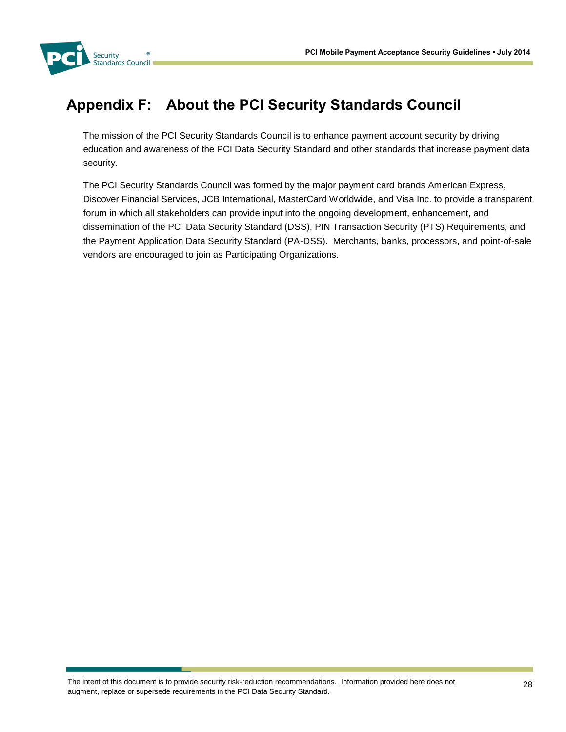# Appendix F: About the PCI Security Standards Council

The mission of the PCI Security Standards Council is to enhance payment account security by driving education and awareness of the PCI Data Security Standard and other standards that increase payment data security.

The PCI Security Standards Council was formed by the major payment card brands American Express, Discover Financial Services, JCB International, MasterCard Worldwide, and Visa Inc. to provide a transparent forum in which all stakeholders can provide input into the ongoing development, enhancement, and dissemination of the PCI Data Security Standard (DSS), PIN Transaction Security (PTS) Requirements, and the Payment Application Data Security Standard (PA-DSS). Merchants, banks, processors, and point-of-sale vendors are encouraged to join as Participating Organizations.